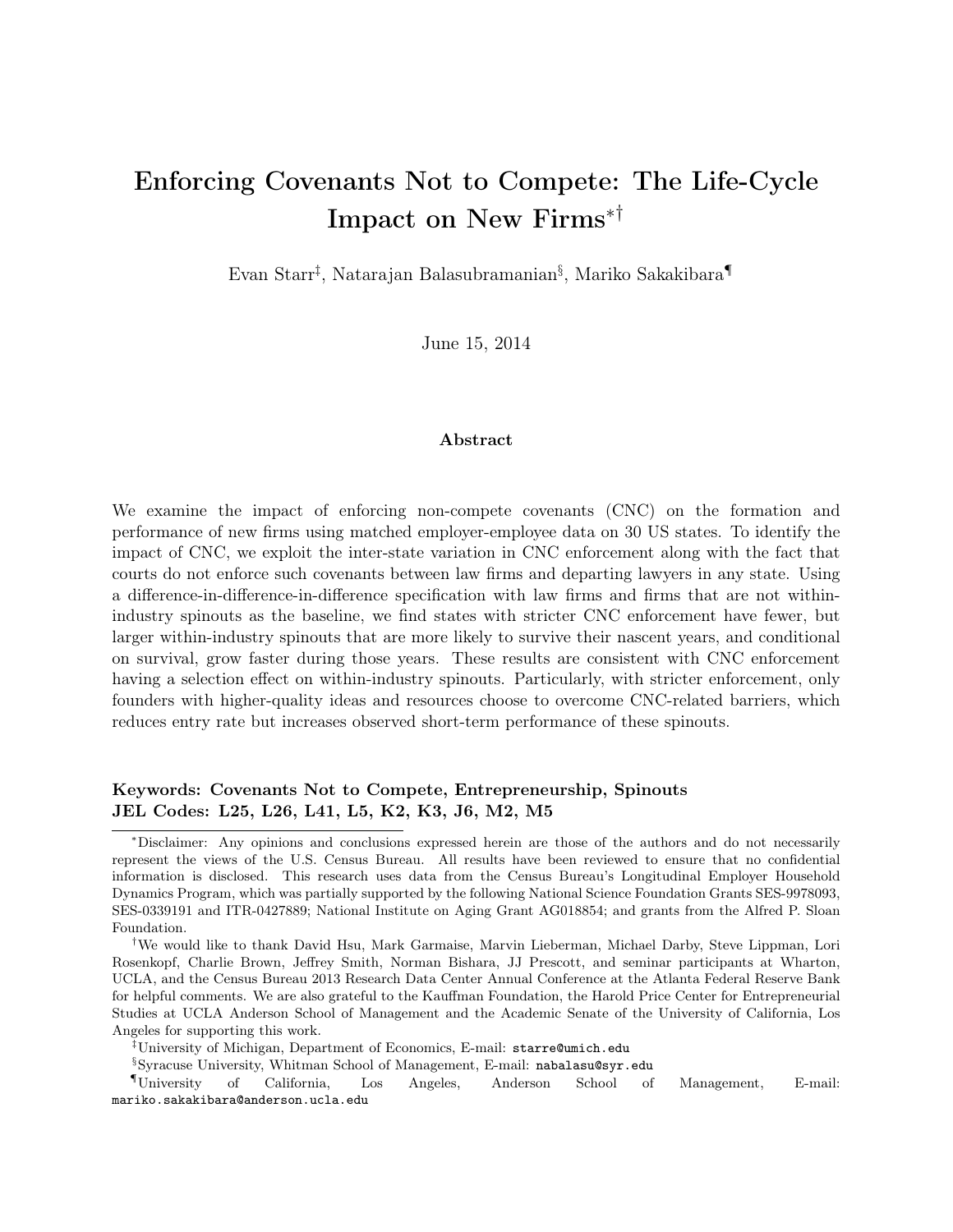# Enforcing Covenants Not to Compete: The Life-Cycle Impact on New Firms[*][†]

Evan Starr[‡], Natarajan Balasubramanian[§], Mariko Sakakibara[¶]

June 15, 2014

## Abstract

We examine the impact of enforcing non-compete covenants (CNC) on the formation and performance of new firms using matched employer-employee data on 30 US states. To identify the impact of CNC, we exploit the inter-state variation in CNC enforcement along with the fact that courts do not enforce such covenants between law firms and departing lawyers in any state. Using a difference-in-difference-in-difference specification with law firms and firms that are not within-industry spinouts as the baseline, we find states with stricter CNC enforcement have fewer, but larger within-industry spinouts that are more likely to survive their nascent years, and conditional on survival, grow faster during those years. These results are consistent with CNC enforcement having a selection effect on within-industry spinouts. Particularly, with stricter enforcement, only founders with higher-quality ideas and resources choose to overcome CNC-related barriers, which reduces entry rate but increases observed short-term performance of these spinouts.

**Keywords: Covenants Not to Compete, Entrepreneurship, Spinouts**
**JEL Codes: L25, L26, L41, L5, K2, K3, J6, M2, M5**

---

[*]Disclaimer: Any opinions and conclusions expressed herein are those of the authors and do not necessarily represent the views of the U.S. Census Bureau. All results have been reviewed to ensure that no confidential information is disclosed. This research uses data from the Census Bureau's Longitudinal Employer Household Dynamics Program, which was partially supported by the following National Science Foundation Grants SES-9978093, SES-0339191 and ITR-0427889; National Institute on Aging Grant AG018854; and grants from the Alfred P. Sloan Foundation.

[†]We would like to thank David Hsu, Mark Garmaise, Marvin Lieberman, Michael Darby, Steve Lippman, Lori Rosenkopf, Charlie Brown, Jeffrey Smith, Norman Bishara, JJ Prescott, and seminar participants at Wharton, UCLA, and the Census Bureau 2013 Research Data Center Annual Conference at the Atlanta Federal Reserve Bank for helpful comments. We are also grateful to the Kauffman Foundation, the Harold Price Center for Entrepreneurial Studies at UCLA Anderson School of Management and the Academic Senate of the University of California, Los Angeles for supporting this work.

[‡]University of Michigan, Department of Economics, E-mail: starre@umich.edu

[§]Syracuse University, Whitman School of Management, E-mail: nabalasu@syr.edu

[¶]University of California, Los Angeles, Anderson School of Management, E-mail: mariko.sakakibara@anderson.ucla.edu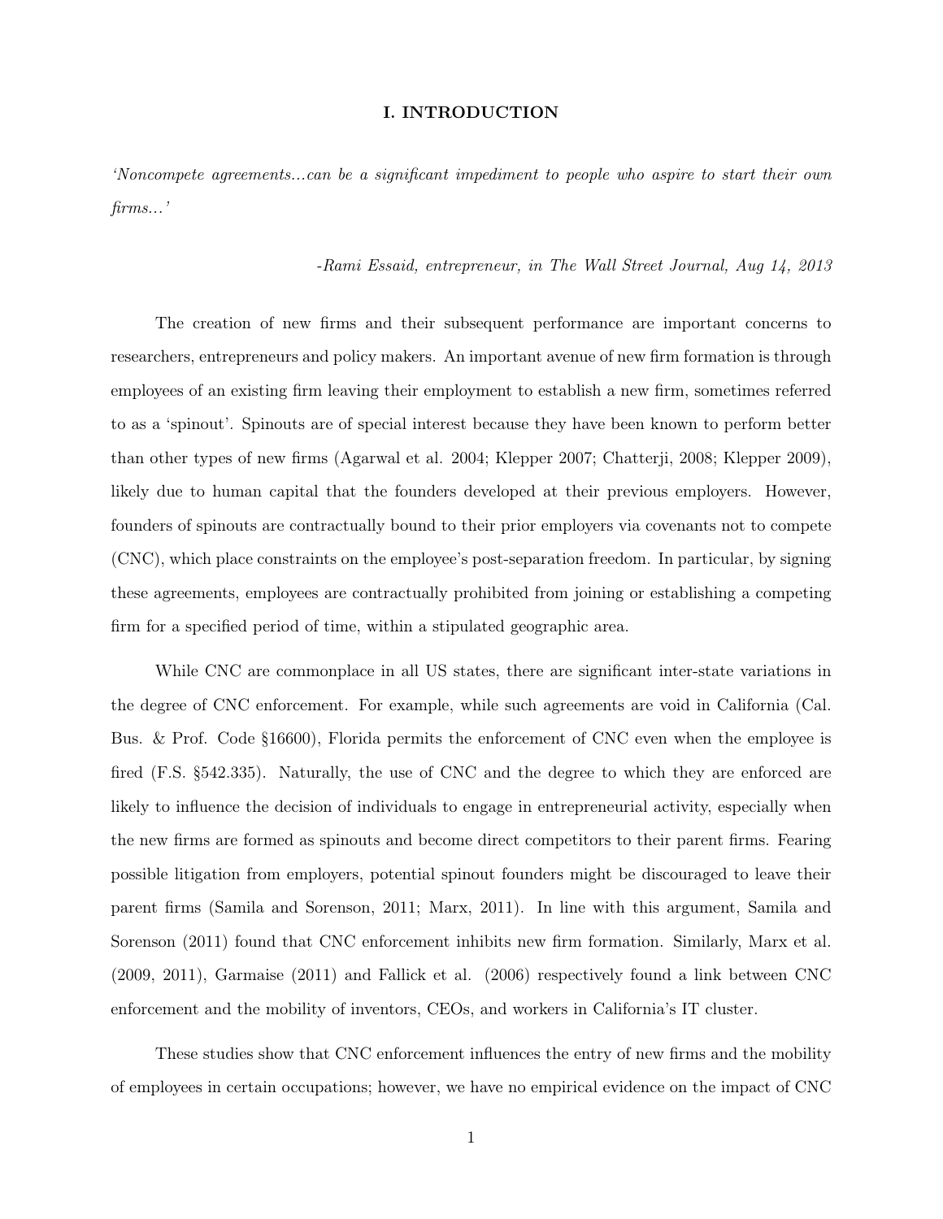# I. INTRODUCTION

*'Noncompete agreements...can be a significant impediment to people who aspire to start their own firms...'*

*-Rami Essaid, entrepreneur, in The Wall Street Journal, Aug 14, 2013*

The creation of new firms and their subsequent performance are important concerns to researchers, entrepreneurs and policy makers. An important avenue of new firm formation is through employees of an existing firm leaving their employment to establish a new firm, sometimes referred to as a 'spinout'. Spinouts are of special interest because they have been known to perform better than other types of new firms (Agarwal et al. 2004; Klepper 2007; Chatterji, 2008; Klepper 2009), likely due to human capital that the founders developed at their previous employers. However, founders of spinouts are contractually bound to their prior employers via covenants not to compete (CNC), which place constraints on the employee's post-separation freedom. In particular, by signing these agreements, employees are contractually prohibited from joining or establishing a competing firm for a specified period of time, within a stipulated geographic area.

While CNC are commonplace in all US states, there are significant inter-state variations in the degree of CNC enforcement. For example, while such agreements are void in California (Cal. Bus. & Prof. Code §16600), Florida permits the enforcement of CNC even when the employee is fired (F.S. §542.335). Naturally, the use of CNC and the degree to which they are enforced are likely to influence the decision of individuals to engage in entrepreneurial activity, especially when the new firms are formed as spinouts and become direct competitors to their parent firms. Fearing possible litigation from employers, potential spinout founders might be discouraged to leave their parent firms (Samila and Sorenson, 2011; Marx, 2011). In line with this argument, Samila and Sorenson (2011) found that CNC enforcement inhibits new firm formation. Similarly, Marx et al. (2009, 2011), Garmaise (2011) and Fallick et al. (2006) respectively found a link between CNC enforcement and the mobility of inventors, CEOs, and workers in California's IT cluster.

These studies show that CNC enforcement influences the entry of new firms and the mobility of employees in certain occupations; however, we have no empirical evidence on the impact of CNC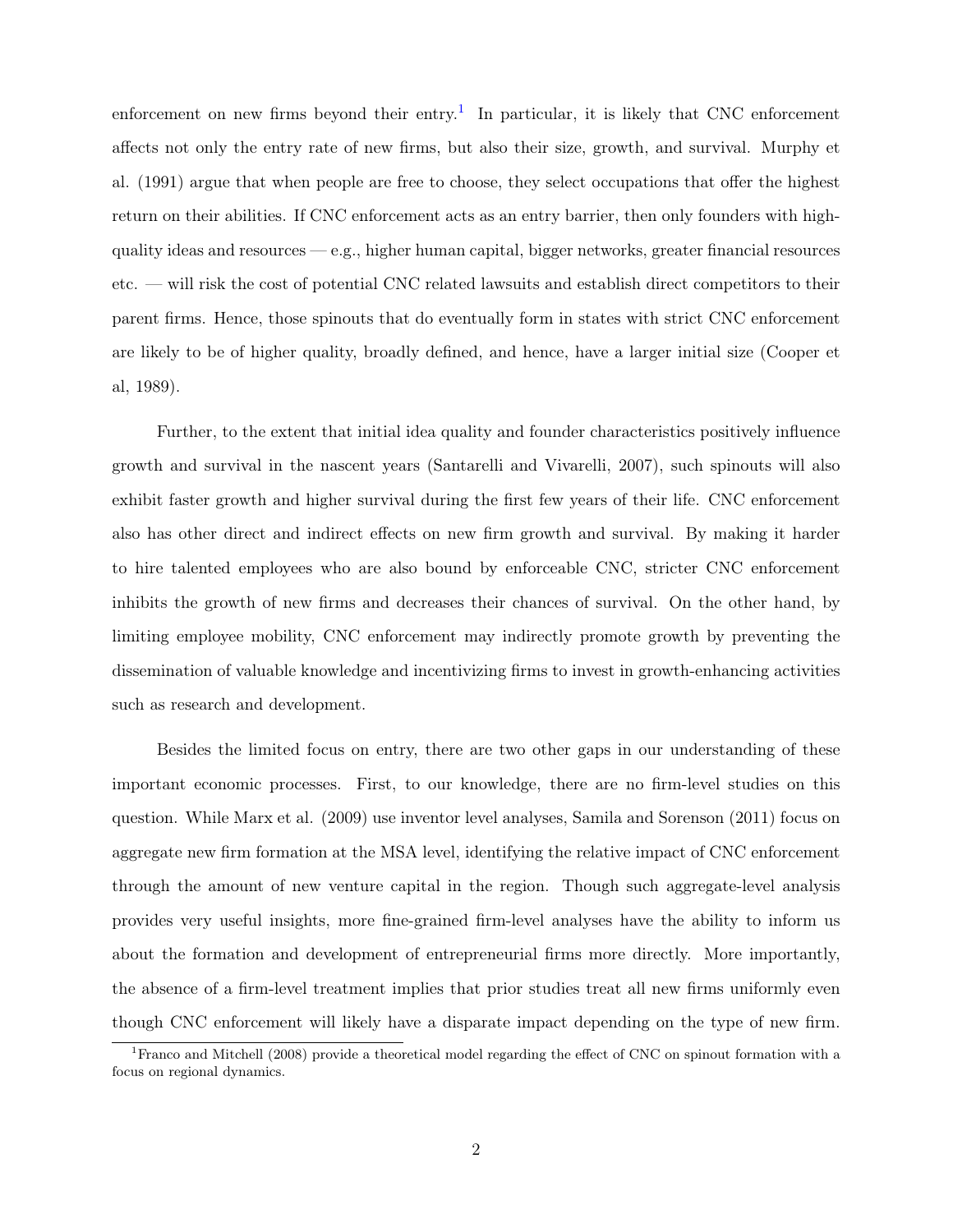enforcement on new firms beyond their entry.[1] In particular, it is likely that CNC enforcement affects not only the entry rate of new firms, but also their size, growth, and survival. Murphy et al. (1991) argue that when people are free to choose, they select occupations that offer the highest return on their abilities. If CNC enforcement acts as an entry barrier, then only founders with high-quality ideas and resources — e.g., higher human capital, bigger networks, greater financial resources etc. — will risk the cost of potential CNC related lawsuits and establish direct competitors to their parent firms. Hence, those spinouts that do eventually form in states with strict CNC enforcement are likely to be of higher quality, broadly defined, and hence, have a larger initial size (Cooper et al, 1989).

Further, to the extent that initial idea quality and founder characteristics positively influence growth and survival in the nascent years (Santarelli and Vivarelli, 2007), such spinouts will also exhibit faster growth and higher survival during the first few years of their life. CNC enforcement also has other direct and indirect effects on new firm growth and survival. By making it harder to hire talented employees who are also bound by enforceable CNC, stricter CNC enforcement inhibits the growth of new firms and decreases their chances of survival. On the other hand, by limiting employee mobility, CNC enforcement may indirectly promote growth by preventing the dissemination of valuable knowledge and incentivizing firms to invest in growth-enhancing activities such as research and development.

Besides the limited focus on entry, there are two other gaps in our understanding of these important economic processes. First, to our knowledge, there are no firm-level studies on this question. While Marx et al. (2009) use inventor level analyses, Samila and Sorenson (2011) focus on aggregate new firm formation at the MSA level, identifying the relative impact of CNC enforcement through the amount of new venture capital in the region. Though such aggregate-level analysis provides very useful insights, more fine-grained firm-level analyses have the ability to inform us about the formation and development of entrepreneurial firms more directly. More importantly, the absence of a firm-level treatment implies that prior studies treat all new firms uniformly even though CNC enforcement will likely have a disparate impact depending on the type of new firm.

[1] Franco and Mitchell (2008) provide a theoretical model regarding the effect of CNC on spinout formation with a focus on regional dynamics.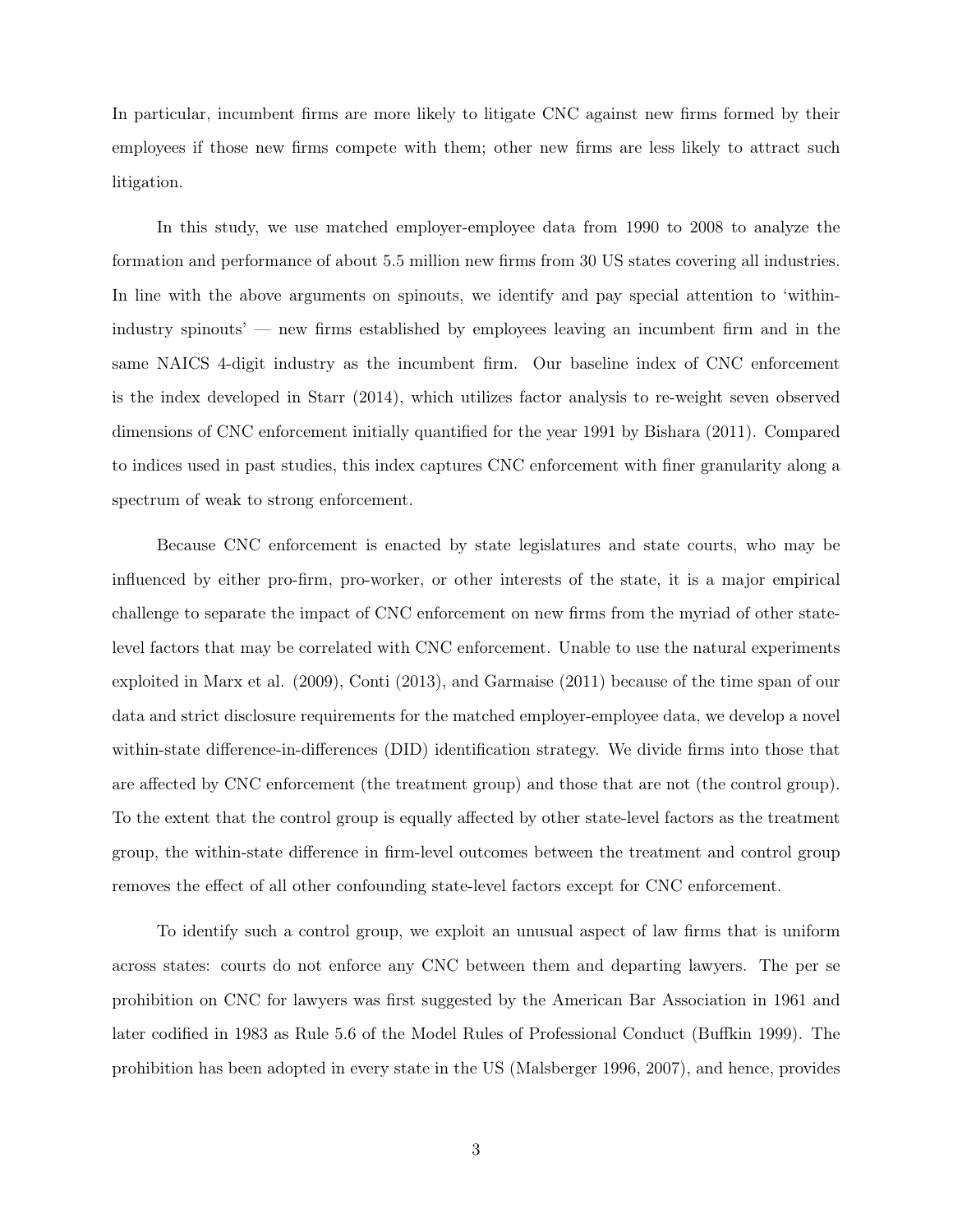In particular, incumbent firms are more likely to litigate CNC against new firms formed by their employees if those new firms compete with them; other new firms are less likely to attract such litigation.

In this study, we use matched employer-employee data from 1990 to 2008 to analyze the formation and performance of about 5.5 million new firms from 30 US states covering all industries. In line with the above arguments on spinouts, we identify and pay special attention to 'within-industry spinouts' — new firms established by employees leaving an incumbent firm and in the same NAICS 4-digit industry as the incumbent firm. Our baseline index of CNC enforcement is the index developed in Starr (2014), which utilizes factor analysis to re-weight seven observed dimensions of CNC enforcement initially quantified for the year 1991 by Bishara (2011). Compared to indices used in past studies, this index captures CNC enforcement with finer granularity along a spectrum of weak to strong enforcement.

Because CNC enforcement is enacted by state legislatures and state courts, who may be influenced by either pro-firm, pro-worker, or other interests of the state, it is a major empirical challenge to separate the impact of CNC enforcement on new firms from the myriad of other state-level factors that may be correlated with CNC enforcement. Unable to use the natural experiments exploited in Marx et al. (2009), Conti (2013), and Garmaise (2011) because of the time span of our data and strict disclosure requirements for the matched employer-employee data, we develop a novel within-state difference-in-differences (DID) identification strategy. We divide firms into those that are affected by CNC enforcement (the treatment group) and those that are not (the control group). To the extent that the control group is equally affected by other state-level factors as the treatment group, the within-state difference in firm-level outcomes between the treatment and control group removes the effect of all other confounding state-level factors except for CNC enforcement.

To identify such a control group, we exploit an unusual aspect of law firms that is uniform across states: courts do not enforce any CNC between them and departing lawyers. The per se prohibition on CNC for lawyers was first suggested by the American Bar Association in 1961 and later codified in 1983 as Rule 5.6 of the Model Rules of Professional Conduct (Buffkin 1999). The prohibition has been adopted in every state in the US (Malsberger 1996, 2007), and hence, provides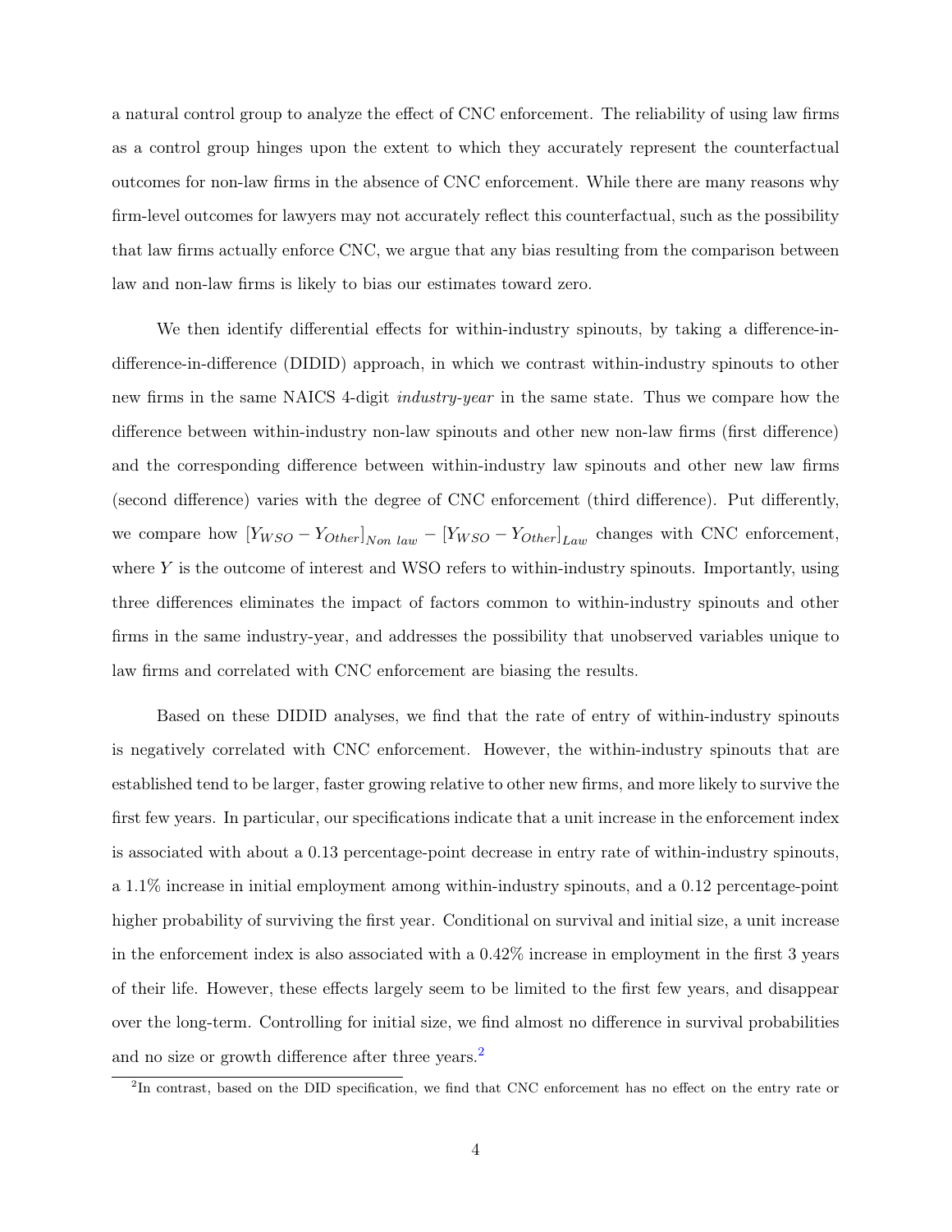a natural control group to analyze the effect of CNC enforcement. The reliability of using law firms as a control group hinges upon the extent to which they accurately represent the counterfactual outcomes for non-law firms in the absence of CNC enforcement. While there are many reasons why firm-level outcomes for lawyers may not accurately reflect this counterfactual, such as the possibility that law firms actually enforce CNC, we argue that any bias resulting from the comparison between law and non-law firms is likely to bias our estimates toward zero.

We then identify differential effects for within-industry spinouts, by taking a difference-in-difference-in-difference (DIDID) approach, in which we contrast within-industry spinouts to other new firms in the same NAICS 4-digit *industry-year* in the same state. Thus we compare how the difference between within-industry non-law spinouts and other new non-law firms (first difference) and the corresponding difference between within-industry law spinouts and other new law firms (second difference) varies with the degree of CNC enforcement (third difference). Put differently, we compare how $[Y_{WSO} - Y_{Other}]_{Non\ law} - [Y_{WSO} - Y_{Other}]_{Law}$ changes with CNC enforcement, where $Y$ is the outcome of interest and WSO refers to within-industry spinouts. Importantly, using three differences eliminates the impact of factors common to within-industry spinouts and other firms in the same industry-year, and addresses the possibility that unobserved variables unique to law firms and correlated with CNC enforcement are biasing the results.

Based on these DIDID analyses, we find that the rate of entry of within-industry spinouts is negatively correlated with CNC enforcement. However, the within-industry spinouts that are established tend to be larger, faster growing relative to other new firms, and more likely to survive the first few years. In particular, our specifications indicate that a unit increase in the enforcement index is associated with about a 0.13 percentage-point decrease in entry rate of within-industry spinouts, a 1.1% increase in initial employment among within-industry spinouts, and a 0.12 percentage-point higher probability of surviving the first year. Conditional on survival and initial size, a unit increase in the enforcement index is also associated with a 0.42% increase in employment in the first 3 years of their life. However, these effects largely seem to be limited to the first few years, and disappear over the long-term. Controlling for initial size, we find almost no difference in survival probabilities and no size or growth difference after three years.[2]

[2]In contrast, based on the DID specification, we find that CNC enforcement has no effect on the entry rate or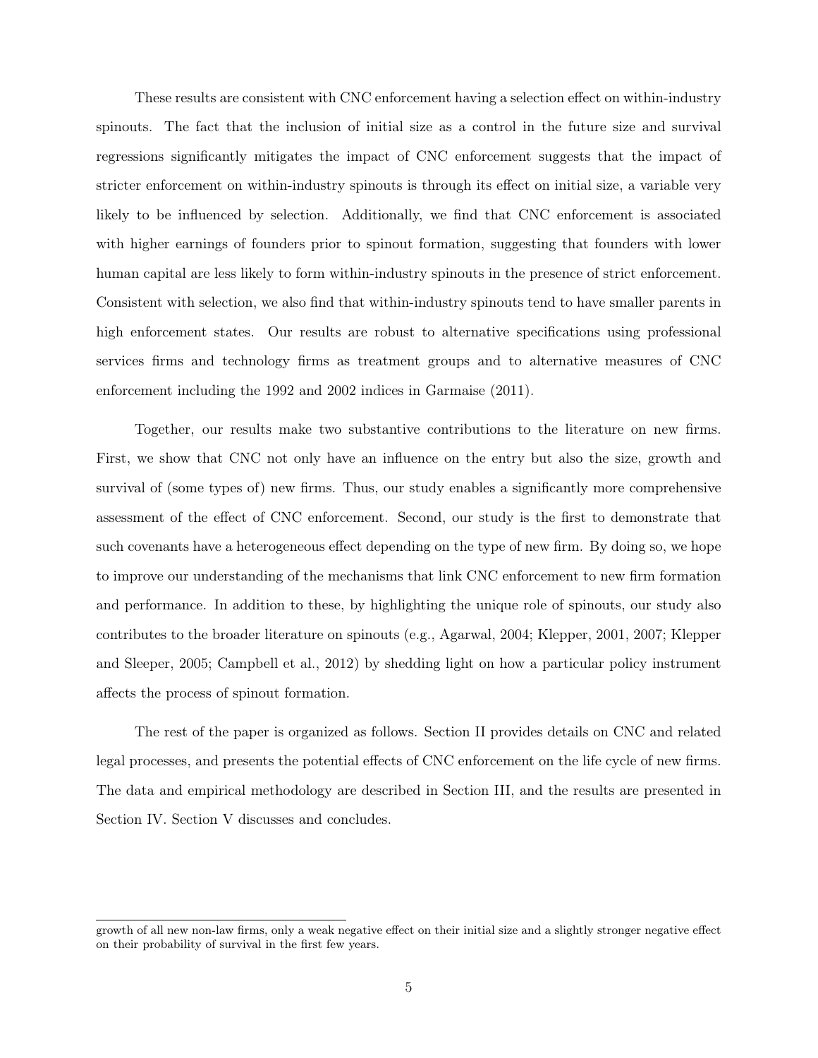These results are consistent with CNC enforcement having a selection effect on within-industry spinouts. The fact that the inclusion of initial size as a control in the future size and survival regressions significantly mitigates the impact of CNC enforcement suggests that the impact of stricter enforcement on within-industry spinouts is through its effect on initial size, a variable very likely to be influenced by selection. Additionally, we find that CNC enforcement is associated with higher earnings of founders prior to spinout formation, suggesting that founders with lower human capital are less likely to form within-industry spinouts in the presence of strict enforcement. Consistent with selection, we also find that within-industry spinouts tend to have smaller parents in high enforcement states. Our results are robust to alternative specifications using professional services firms and technology firms as treatment groups and to alternative measures of CNC enforcement including the 1992 and 2002 indices in Garmaise (2011).

Together, our results make two substantive contributions to the literature on new firms. First, we show that CNC not only have an influence on the entry but also the size, growth and survival of (some types of) new firms. Thus, our study enables a significantly more comprehensive assessment of the effect of CNC enforcement. Second, our study is the first to demonstrate that such covenants have a heterogeneous effect depending on the type of new firm. By doing so, we hope to improve our understanding of the mechanisms that link CNC enforcement to new firm formation and performance. In addition to these, by highlighting the unique role of spinouts, our study also contributes to the broader literature on spinouts (e.g., Agarwal, 2004; Klepper, 2001, 2007; Klepper and Sleeper, 2005; Campbell et al., 2012) by shedding light on how a particular policy instrument affects the process of spinout formation.

The rest of the paper is organized as follows. Section II provides details on CNC and related legal processes, and presents the potential effects of CNC enforcement on the life cycle of new firms. The data and empirical methodology are described in Section III, and the results are presented in Section IV. Section V discusses and concludes.

growth of all new non-law firms, only a weak negative effect on their initial size and a slightly stronger negative effect on their probability of survival in the first few years.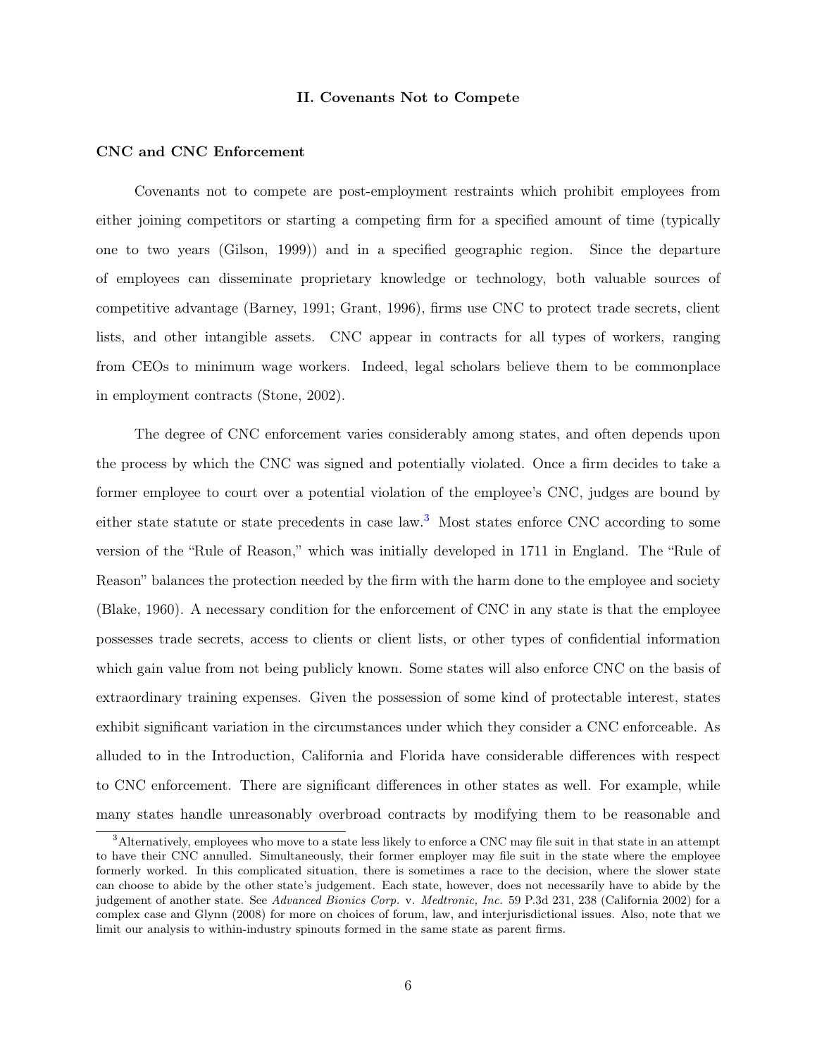## II. Covenants Not to Compete

### CNC and CNC Enforcement

Covenants not to compete are post-employment restraints which prohibit employees from either joining competitors or starting a competing firm for a specified amount of time (typically one to two years (Gilson, 1999)) and in a specified geographic region. Since the departure of employees can disseminate proprietary knowledge or technology, both valuable sources of competitive advantage (Barney, 1991; Grant, 1996), firms use CNC to protect trade secrets, client lists, and other intangible assets. CNC appear in contracts for all types of workers, ranging from CEOs to minimum wage workers. Indeed, legal scholars believe them to be commonplace in employment contracts (Stone, 2002).

The degree of CNC enforcement varies considerably among states, and often depends upon the process by which the CNC was signed and potentially violated. Once a firm decides to take a former employee to court over a potential violation of the employee's CNC, judges are bound by either state statute or state precedents in case law.[3] Most states enforce CNC according to some version of the "Rule of Reason," which was initially developed in 1711 in England. The "Rule of Reason" balances the protection needed by the firm with the harm done to the employee and society (Blake, 1960). A necessary condition for the enforcement of CNC in any state is that the employee possesses trade secrets, access to clients or client lists, or other types of confidential information which gain value from not being publicly known. Some states will also enforce CNC on the basis of extraordinary training expenses. Given the possession of some kind of protectable interest, states exhibit significant variation in the circumstances under which they consider a CNC enforceable. As alluded to in the Introduction, California and Florida have considerable differences with respect to CNC enforcement. There are significant differences in other states as well. For example, while many states handle unreasonably overbroad contracts by modifying them to be reasonable and

[3] Alternatively, employees who move to a state less likely to enforce a CNC may file suit in that state in an attempt to have their CNC annulled. Simultaneously, their former employer may file suit in the state where the employee formerly worked. In this complicated situation, there is sometimes a race to the decision, where the slower state can choose to abide by the other state's judgement. Each state, however, does not necessarily have to abide by the judgement of another state. See *Advanced Bionics Corp.* v. *Medtronic, Inc.* 59 P.3d 231, 238 (California 2002) for a complex case and Glynn (2008) for more on choices of forum, law, and interjurisdictional issues. Also, note that we limit our analysis to within-industry spinouts formed in the same state as parent firms.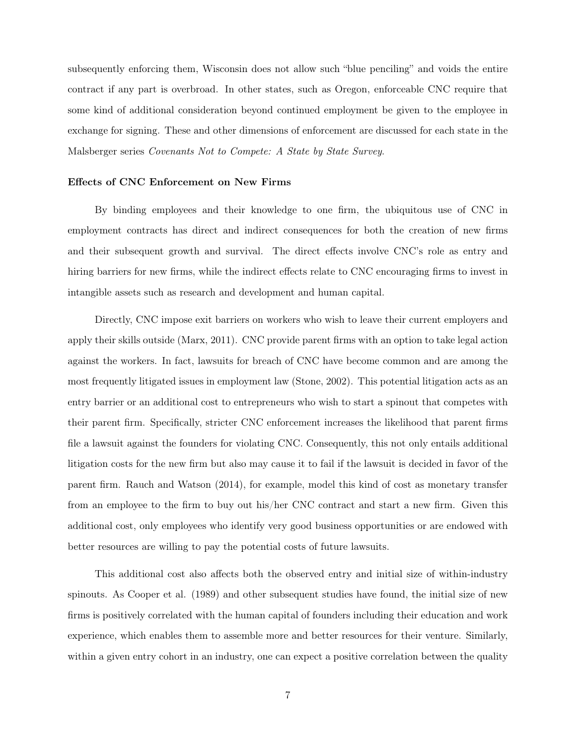subsequently enforcing them, Wisconsin does not allow such "blue penciling" and voids the entire contract if any part is overbroad. In other states, such as Oregon, enforceable CNC require that some kind of additional consideration beyond continued employment be given to the employee in exchange for signing. These and other dimensions of enforcement are discussed for each state in the Malsberger series *Covenants Not to Compete: A State by State Survey*.

**Effects of CNC Enforcement on New Firms**

By binding employees and their knowledge to one firm, the ubiquitous use of CNC in employment contracts has direct and indirect consequences for both the creation of new firms and their subsequent growth and survival. The direct effects involve CNC's role as entry and hiring barriers for new firms, while the indirect effects relate to CNC encouraging firms to invest in intangible assets such as research and development and human capital.

Directly, CNC impose exit barriers on workers who wish to leave their current employers and apply their skills outside (Marx, 2011). CNC provide parent firms with an option to take legal action against the workers. In fact, lawsuits for breach of CNC have become common and are among the most frequently litigated issues in employment law (Stone, 2002). This potential litigation acts as an entry barrier or an additional cost to entrepreneurs who wish to start a spinout that competes with their parent firm. Specifically, stricter CNC enforcement increases the likelihood that parent firms file a lawsuit against the founders for violating CNC. Consequently, this not only entails additional litigation costs for the new firm but also may cause it to fail if the lawsuit is decided in favor of the parent firm. Rauch and Watson (2014), for example, model this kind of cost as monetary transfer from an employee to the firm to buy out his/her CNC contract and start a new firm. Given this additional cost, only employees who identify very good business opportunities or are endowed with better resources are willing to pay the potential costs of future lawsuits.

This additional cost also affects both the observed entry and initial size of within-industry spinouts. As Cooper et al. (1989) and other subsequent studies have found, the initial size of new firms is positively correlated with the human capital of founders including their education and work experience, which enables them to assemble more and better resources for their venture. Similarly, within a given entry cohort in an industry, one can expect a positive correlation between the quality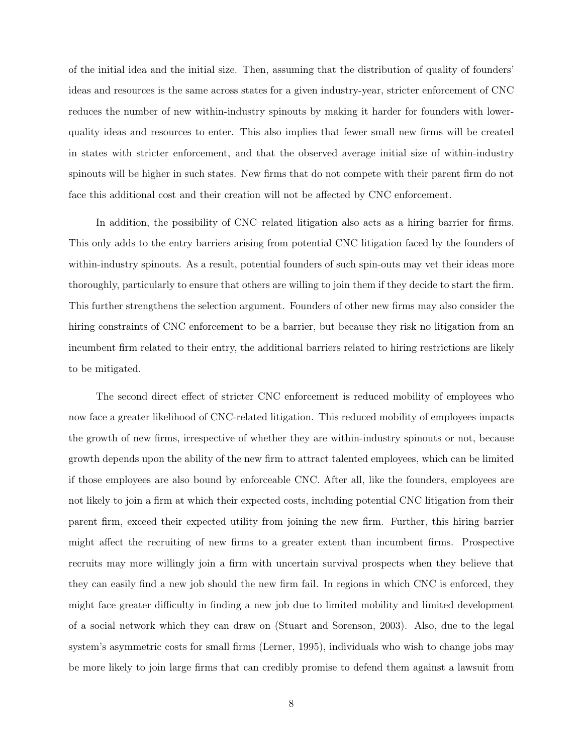of the initial idea and the initial size. Then, assuming that the distribution of quality of founders' ideas and resources is the same across states for a given industry-year, stricter enforcement of CNC reduces the number of new within-industry spinouts by making it harder for founders with lower-quality ideas and resources to enter. This also implies that fewer small new firms will be created in states with stricter enforcement, and that the observed average initial size of within-industry spinouts will be higher in such states. New firms that do not compete with their parent firm do not face this additional cost and their creation will not be affected by CNC enforcement.

In addition, the possibility of CNC–related litigation also acts as a hiring barrier for firms. This only adds to the entry barriers arising from potential CNC litigation faced by the founders of within-industry spinouts. As a result, potential founders of such spin-outs may vet their ideas more thoroughly, particularly to ensure that others are willing to join them if they decide to start the firm. This further strengthens the selection argument. Founders of other new firms may also consider the hiring constraints of CNC enforcement to be a barrier, but because they risk no litigation from an incumbent firm related to their entry, the additional barriers related to hiring restrictions are likely to be mitigated.

The second direct effect of stricter CNC enforcement is reduced mobility of employees who now face a greater likelihood of CNC-related litigation. This reduced mobility of employees impacts the growth of new firms, irrespective of whether they are within-industry spinouts or not, because growth depends upon the ability of the new firm to attract talented employees, which can be limited if those employees are also bound by enforceable CNC. After all, like the founders, employees are not likely to join a firm at which their expected costs, including potential CNC litigation from their parent firm, exceed their expected utility from joining the new firm. Further, this hiring barrier might affect the recruiting of new firms to a greater extent than incumbent firms. Prospective recruits may more willingly join a firm with uncertain survival prospects when they believe that they can easily find a new job should the new firm fail. In regions in which CNC is enforced, they might face greater difficulty in finding a new job due to limited mobility and limited development of a social network which they can draw on (Stuart and Sorenson, 2003). Also, due to the legal system's asymmetric costs for small firms (Lerner, 1995), individuals who wish to change jobs may be more likely to join large firms that can credibly promise to defend them against a lawsuit from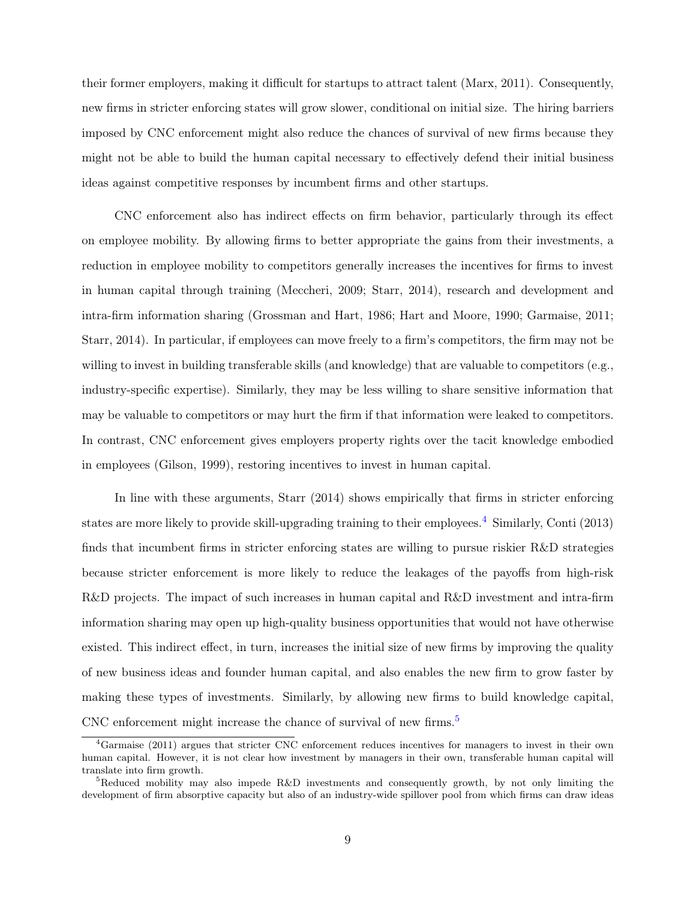their former employers, making it difficult for startups to attract talent (Marx, 2011). Consequently, new firms in stricter enforcing states will grow slower, conditional on initial size. The hiring barriers imposed by CNC enforcement might also reduce the chances of survival of new firms because they might not be able to build the human capital necessary to effectively defend their initial business ideas against competitive responses by incumbent firms and other startups.

CNC enforcement also has indirect effects on firm behavior, particularly through its effect on employee mobility. By allowing firms to better appropriate the gains from their investments, a reduction in employee mobility to competitors generally increases the incentives for firms to invest in human capital through training (Meccheri, 2009; Starr, 2014), research and development and intra-firm information sharing (Grossman and Hart, 1986; Hart and Moore, 1990; Garmaise, 2011; Starr, 2014). In particular, if employees can move freely to a firm's competitors, the firm may not be willing to invest in building transferable skills (and knowledge) that are valuable to competitors (e.g., industry-specific expertise). Similarly, they may be less willing to share sensitive information that may be valuable to competitors or may hurt the firm if that information were leaked to competitors. In contrast, CNC enforcement gives employers property rights over the tacit knowledge embodied in employees (Gilson, 1999), restoring incentives to invest in human capital.

In line with these arguments, Starr (2014) shows empirically that firms in stricter enforcing states are more likely to provide skill-upgrading training to their employees.[4] Similarly, Conti (2013) finds that incumbent firms in stricter enforcing states are willing to pursue riskier R&D strategies because stricter enforcement is more likely to reduce the leakages of the payoffs from high-risk R&D projects. The impact of such increases in human capital and R&D investment and intra-firm information sharing may open up high-quality business opportunities that would not have otherwise existed. This indirect effect, in turn, increases the initial size of new firms by improving the quality of new business ideas and founder human capital, and also enables the new firm to grow faster by making these types of investments. Similarly, by allowing new firms to build knowledge capital, CNC enforcement might increase the chance of survival of new firms.[5]

[4] Garmaise (2011) argues that stricter CNC enforcement reduces incentives for managers to invest in their own human capital. However, it is not clear how investment by managers in their own, transferable human capital will translate into firm growth.

[5] Reduced mobility may also impede R&D investments and consequently growth, by not only limiting the development of firm absorptive capacity but also of an industry-wide spillover pool from which firms can draw ideas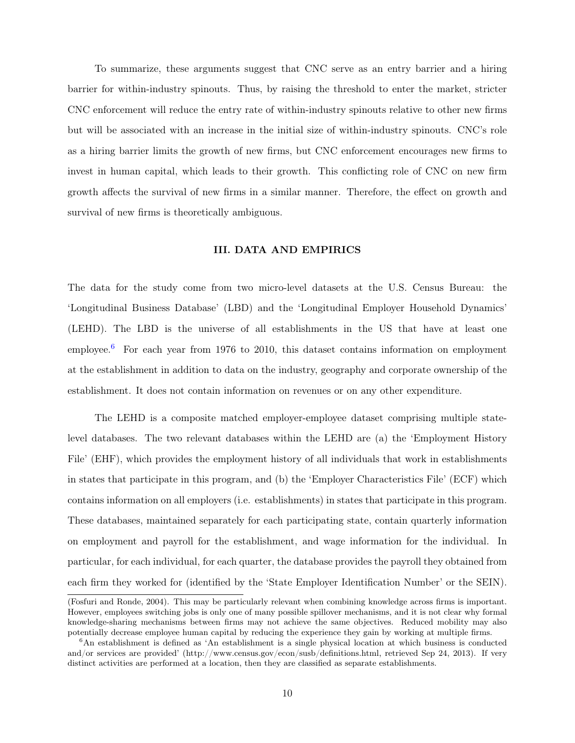To summarize, these arguments suggest that CNC serve as an entry barrier and a hiring barrier for within-industry spinouts. Thus, by raising the threshold to enter the market, stricter CNC enforcement will reduce the entry rate of within-industry spinouts relative to other new firms but will be associated with an increase in the initial size of within-industry spinouts. CNC's role as a hiring barrier limits the growth of new firms, but CNC enforcement encourages new firms to invest in human capital, which leads to their growth. This conflicting role of CNC on new firm growth affects the survival of new firms in a similar manner. Therefore, the effect on growth and survival of new firms is theoretically ambiguous.

## III. DATA AND EMPIRICS

The data for the study come from two micro-level datasets at the U.S. Census Bureau: the 'Longitudinal Business Database' (LBD) and the 'Longitudinal Employer Household Dynamics' (LEHD). The LBD is the universe of all establishments in the US that have at least one employee.[6] For each year from 1976 to 2010, this dataset contains information on employment at the establishment in addition to data on the industry, geography and corporate ownership of the establishment. It does not contain information on revenues or on any other expenditure.

The LEHD is a composite matched employer-employee dataset comprising multiple state-level databases. The two relevant databases within the LEHD are (a) the 'Employment History File' (EHF), which provides the employment history of all individuals that work in establishments in states that participate in this program, and (b) the 'Employer Characteristics File' (ECF) which contains information on all employers (i.e. establishments) in states that participate in this program. These databases, maintained separately for each participating state, contain quarterly information on employment and payroll for the establishment, and wage information for the individual. In particular, for each individual, for each quarter, the database provides the payroll they obtained from each firm they worked for (identified by the 'State Employer Identification Number' or the SEIN).

(Fosfuri and Ronde, 2004). This may be particularly relevant when combining knowledge across firms is important. However, employees switching jobs is only one of many possible spillover mechanisms, and it is not clear why formal knowledge-sharing mechanisms between firms may not achieve the same objectives. Reduced mobility may also potentially decrease employee human capital by reducing the experience they gain by working at multiple firms.

[6] An establishment is defined as 'An establishment is a single physical location at which business is conducted and/or services are provided' (http://www.census.gov/econ/susb/definitions.html, retrieved Sep 24, 2013). If very distinct activities are performed at a location, then they are classified as separate establishments.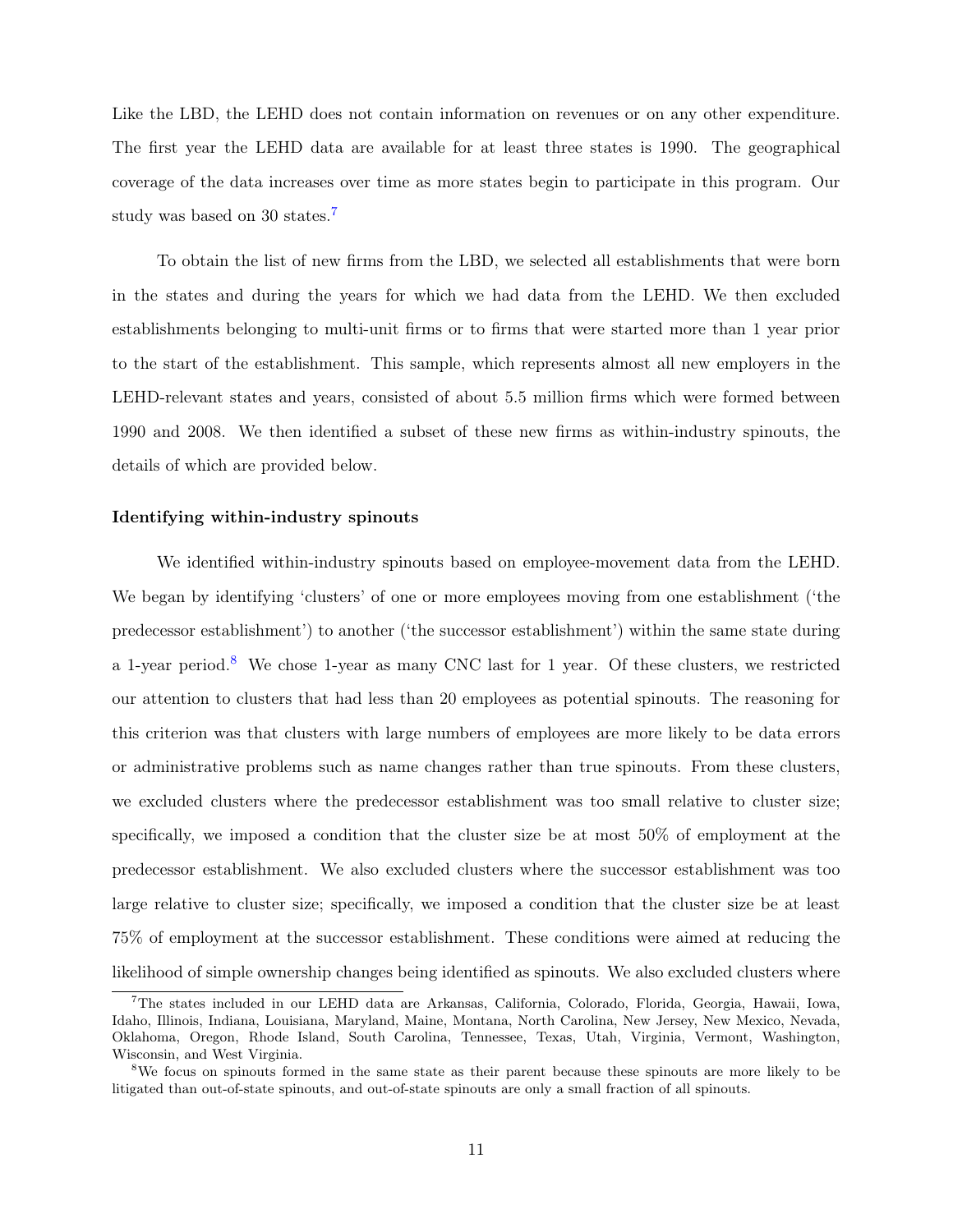Like the LBD, the LEHD does not contain information on revenues or on any other expenditure. The first year the LEHD data are available for at least three states is 1990. The geographical coverage of the data increases over time as more states begin to participate in this program. Our study was based on 30 states.[7]

To obtain the list of new firms from the LBD, we selected all establishments that were born in the states and during the years for which we had data from the LEHD. We then excluded establishments belonging to multi-unit firms or to firms that were started more than 1 year prior to the start of the establishment. This sample, which represents almost all new employers in the LEHD-relevant states and years, consisted of about 5.5 million firms which were formed between 1990 and 2008. We then identified a subset of these new firms as within-industry spinouts, the details of which are provided below.

**Identifying within-industry spinouts**

We identified within-industry spinouts based on employee-movement data from the LEHD. We began by identifying 'clusters' of one or more employees moving from one establishment ('the predecessor establishment') to another ('the successor establishment') within the same state during a 1-year period.[8] We chose 1-year as many CNC last for 1 year. Of these clusters, we restricted our attention to clusters that had less than 20 employees as potential spinouts. The reasoning for this criterion was that clusters with large numbers of employees are more likely to be data errors or administrative problems such as name changes rather than true spinouts. From these clusters, we excluded clusters where the predecessor establishment was too small relative to cluster size; specifically, we imposed a condition that the cluster size be at most 50% of employment at the predecessor establishment. We also excluded clusters where the successor establishment was too large relative to cluster size; specifically, we imposed a condition that the cluster size be at least 75% of employment at the successor establishment. These conditions were aimed at reducing the likelihood of simple ownership changes being identified as spinouts. We also excluded clusters where

[7] The states included in our LEHD data are Arkansas, California, Colorado, Florida, Georgia, Hawaii, Iowa, Idaho, Illinois, Indiana, Louisiana, Maryland, Maine, Montana, North Carolina, New Jersey, New Mexico, Nevada, Oklahoma, Oregon, Rhode Island, South Carolina, Tennessee, Texas, Utah, Virginia, Vermont, Washington, Wisconsin, and West Virginia.

[8] We focus on spinouts formed in the same state as their parent because these spinouts are more likely to be litigated than out-of-state spinouts, and out-of-state spinouts are only a small fraction of all spinouts.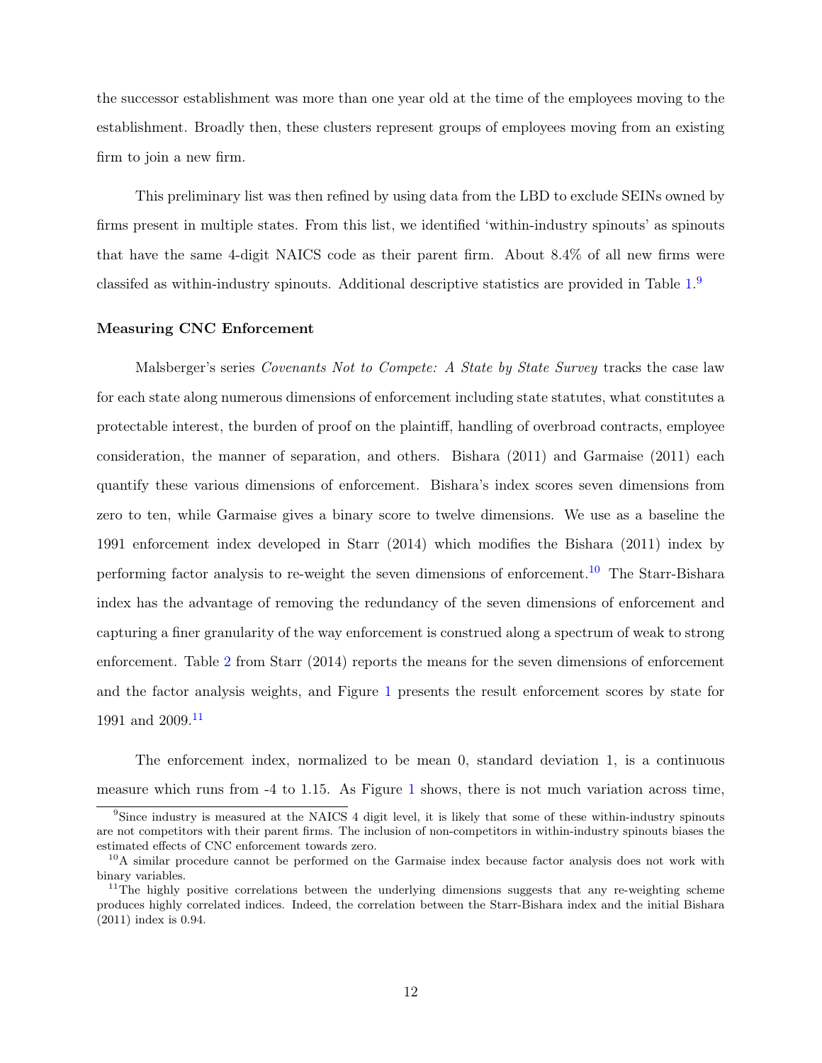the successor establishment was more than one year old at the time of the employees moving to the establishment. Broadly then, these clusters represent groups of employees moving from an existing firm to join a new firm.

This preliminary list was then refined by using data from the LBD to exclude SEINs owned by firms present in multiple states. From this list, we identified 'within-industry spinouts' as spinouts that have the same 4-digit NAICS code as their parent firm. About 8.4% of all new firms were classifed as within-industry spinouts. Additional descriptive statistics are provided in Table 1.[9]

**Measuring CNC Enforcement**

Malsberger's series *Covenants Not to Compete: A State by State Survey* tracks the case law for each state along numerous dimensions of enforcement including state statutes, what constitutes a protectable interest, the burden of proof on the plaintiff, handling of overbroad contracts, employee consideration, the manner of separation, and others. Bishara (2011) and Garmaise (2011) each quantify these various dimensions of enforcement. Bishara's index scores seven dimensions from zero to ten, while Garmaise gives a binary score to twelve dimensions. We use as a baseline the 1991 enforcement index developed in Starr (2014) which modifies the Bishara (2011) index by performing factor analysis to re-weight the seven dimensions of enforcement.[10] The Starr-Bishara index has the advantage of removing the redundancy of the seven dimensions of enforcement and capturing a finer granularity of the way enforcement is construed along a spectrum of weak to strong enforcement. Table 2 from Starr (2014) reports the means for the seven dimensions of enforcement and the factor analysis weights, and Figure 1 presents the result enforcement scores by state for 1991 and 2009.[11]

The enforcement index, normalized to be mean 0, standard deviation 1, is a continuous measure which runs from -4 to 1.15. As Figure 1 shows, there is not much variation across time,

[9] Since industry is measured at the NAICS 4 digit level, it is likely that some of these within-industry spinouts are not competitors with their parent firms. The inclusion of non-competitors in within-industry spinouts biases the estimated effects of CNC enforcement towards zero.

[10] A similar procedure cannot be performed on the Garmaise index because factor analysis does not work with binary variables.

[11] The highly positive correlations between the underlying dimensions suggests that any re-weighting scheme produces highly correlated indices. Indeed, the correlation between the Starr-Bishara index and the initial Bishara (2011) index is 0.94.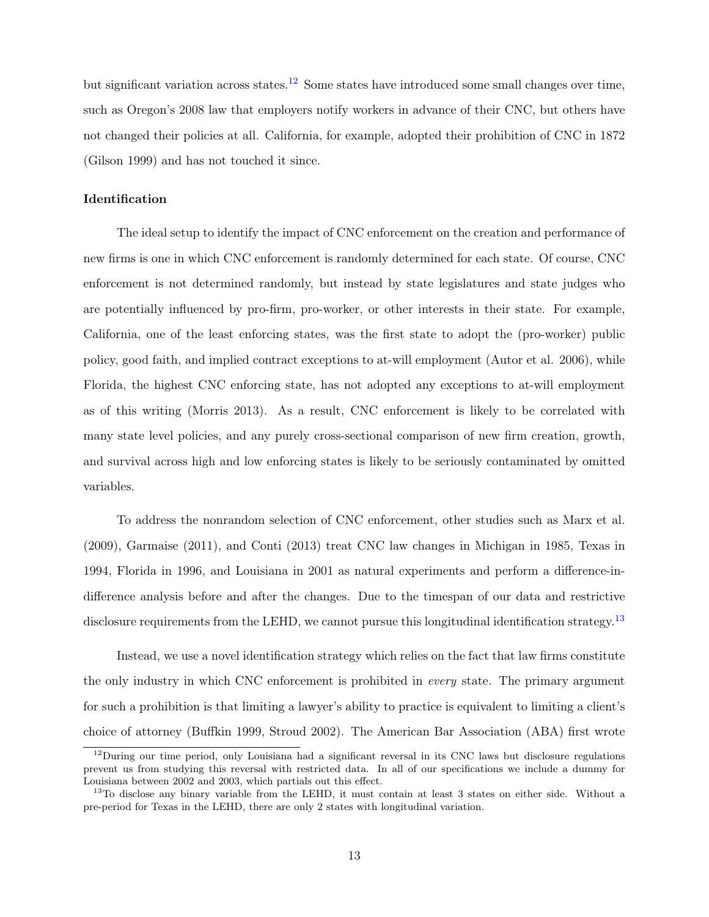but significant variation across states.[12] Some states have introduced some small changes over time, such as Oregon's 2008 law that employers notify workers in advance of their CNC, but others have not changed their policies at all. California, for example, adopted their prohibition of CNC in 1872 (Gilson 1999) and has not touched it since.

**Identification**

The ideal setup to identify the impact of CNC enforcement on the creation and performance of new firms is one in which CNC enforcement is randomly determined for each state. Of course, CNC enforcement is not determined randomly, but instead by state legislatures and state judges who are potentially influenced by pro-firm, pro-worker, or other interests in their state. For example, California, one of the least enforcing states, was the first state to adopt the (pro-worker) public policy, good faith, and implied contract exceptions to at-will employment (Autor et al. 2006), while Florida, the highest CNC enforcing state, has not adopted any exceptions to at-will employment as of this writing (Morris 2013). As a result, CNC enforcement is likely to be correlated with many state level policies, and any purely cross-sectional comparison of new firm creation, growth, and survival across high and low enforcing states is likely to be seriously contaminated by omitted variables.

To address the nonrandom selection of CNC enforcement, other studies such as Marx et al. (2009), Garmaise (2011), and Conti (2013) treat CNC law changes in Michigan in 1985, Texas in 1994, Florida in 1996, and Louisiana in 2001 as natural experiments and perform a difference-in-difference analysis before and after the changes. Due to the timespan of our data and restrictive disclosure requirements from the LEHD, we cannot pursue this longitudinal identification strategy.[13]

Instead, we use a novel identification strategy which relies on the fact that law firms constitute the only industry in which CNC enforcement is prohibited in *every* state. The primary argument for such a prohibition is that limiting a lawyer's ability to practice is equivalent to limiting a client's choice of attorney (Buffkin 1999, Stroud 2002). The American Bar Association (ABA) first wrote

[12] During our time period, only Louisiana had a significant reversal in its CNC laws but disclosure regulations prevent us from studying this reversal with restricted data. In all of our specifications we include a dummy for Louisiana between 2002 and 2003, which partials out this effect.

[13] To disclose any binary variable from the LEHD, it must contain at least 3 states on either side. Without a pre-period for Texas in the LEHD, there are only 2 states with longitudinal variation.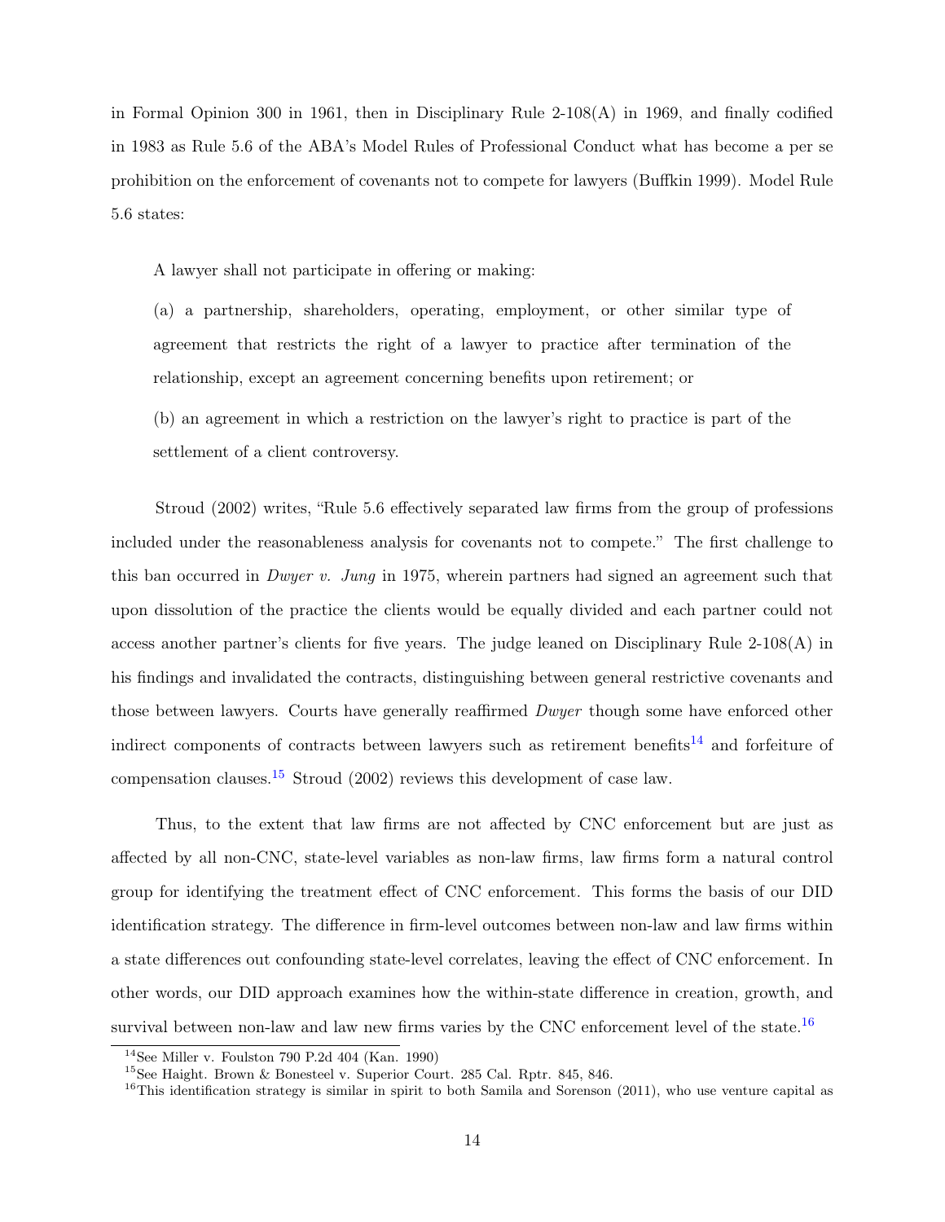in Formal Opinion 300 in 1961, then in Disciplinary Rule 2-108(A) in 1969, and finally codified in 1983 as Rule 5.6 of the ABA's Model Rules of Professional Conduct what has become a per se prohibition on the enforcement of covenants not to compete for lawyers (Buffkin 1999). Model Rule 5.6 states:

> A lawyer shall not participate in offering or making:
>
> (a) a partnership, shareholders, operating, employment, or other similar type of agreement that restricts the right of a lawyer to practice after termination of the relationship, except an agreement concerning benefits upon retirement; or
>
> (b) an agreement in which a restriction on the lawyer's right to practice is part of the settlement of a client controversy.

Stroud (2002) writes, "Rule 5.6 effectively separated law firms from the group of professions included under the reasonableness analysis for covenants not to compete." The first challenge to this ban occurred in *Dwyer v. Jung* in 1975, wherein partners had signed an agreement such that upon dissolution of the practice the clients would be equally divided and each partner could not access another partner's clients for five years. The judge leaned on Disciplinary Rule 2-108(A) in his findings and invalidated the contracts, distinguishing between general restrictive covenants and those between lawyers. Courts have generally reaffirmed *Dwyer* though some have enforced other indirect components of contracts between lawyers such as retirement benefits[14] and forfeiture of compensation clauses.[15] Stroud (2002) reviews this development of case law.

Thus, to the extent that law firms are not affected by CNC enforcement but are just as affected by all non-CNC, state-level variables as non-law firms, law firms form a natural control group for identifying the treatment effect of CNC enforcement. This forms the basis of our DID identification strategy. The difference in firm-level outcomes between non-law and law firms within a state differences out confounding state-level correlates, leaving the effect of CNC enforcement. In other words, our DID approach examines how the within-state difference in creation, growth, and survival between non-law and law new firms varies by the CNC enforcement level of the state.[16]

---

[14] See Miller v. Foulston 790 P.2d 404 (Kan. 1990)

[15] See Haight. Brown & Bonesteel v. Superior Court. 285 Cal. Rptr. 845, 846.

[16] This identification strategy is similar in spirit to both Samila and Sorenson (2011), who use venture capital as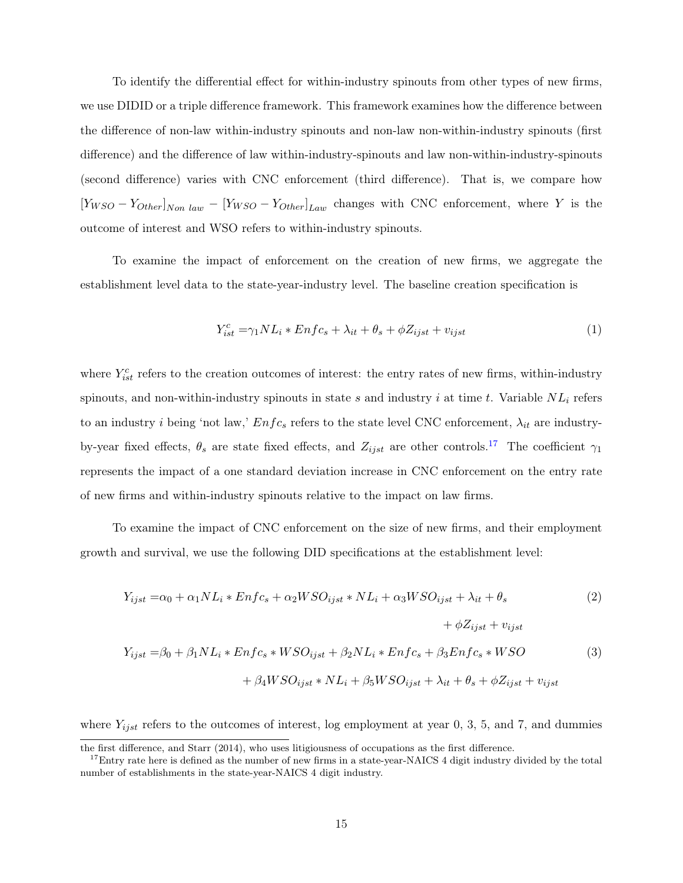To identify the differential effect for within-industry spinouts from other types of new firms, we use DIDID or a triple difference framework. This framework examines how the difference between the difference of non-law within-industry spinouts and non-law non-within-industry spinouts (first difference) and the difference of law within-industry-spinouts and law non-within-industry-spinouts (second difference) varies with CNC enforcement (third difference). That is, we compare how $[Y_{WSO} - Y_{Other}]_{Non\ law} - [Y_{WSO} - Y_{Other}]_{Law}$ changes with CNC enforcement, where $Y$ is the outcome of interest and WSO refers to within-industry spinouts.

To examine the impact of enforcement on the creation of new firms, we aggregate the establishment level data to the state-year-industry level. The baseline creation specification is

$$Y^c_{ist} = \gamma_1 NL_i * Enfc_s + \lambda_{it} + \theta_s + \phi Z_{ijst} + v_{ijst} \tag{1}$$

where $Y^c_{ist}$ refers to the creation outcomes of interest: the entry rates of new firms, within-industry spinouts, and non-within-industry spinouts in state $s$ and industry $i$ at time $t$. Variable $NL_i$ refers to an industry $i$ being 'not law,' $Enfc_s$ refers to the state level CNC enforcement, $\lambda_{it}$ are industry-by-year fixed effects, $\theta_s$ are state fixed effects, and $Z_{ijst}$ are other controls.[17] The coefficient $\gamma_1$ represents the impact of a one standard deviation increase in CNC enforcement on the entry rate of new firms and within-industry spinouts relative to the impact on law firms.

To examine the impact of CNC enforcement on the size of new firms, and their employment growth and survival, we use the following DID specifications at the establishment level:

$$Y_{ijst} = \alpha_0 + \alpha_1 NL_i * Enfc_s + \alpha_2 WSO_{ijst} * NL_i + \alpha_3 WSO_{ijst} + \lambda_{it} + \theta_s + \phi Z_{ijst} + v_{ijst} \tag{2}$$

$$Y_{ijst} = \beta_0 + \beta_1 NL_i * Enfc_s * WSO_{ijst} + \beta_2 NL_i * Enfc_s + \beta_3 Enfc_s * WSO + \beta_4 WSO_{ijst} * NL_i + \beta_5 WSO_{ijst} + \lambda_{it} + \theta_s + \phi Z_{ijst} + v_{ijst} \tag{3}$$

where $Y_{ijst}$ refers to the outcomes of interest, log employment at year 0, 3, 5, and 7, and dummies

---

the first difference, and Starr (2014), who uses litigiousness of occupations as the first difference.

[17] Entry rate here is defined as the number of new firms in a state-year-NAICS 4 digit industry divided by the total number of establishments in the state-year-NAICS 4 digit industry.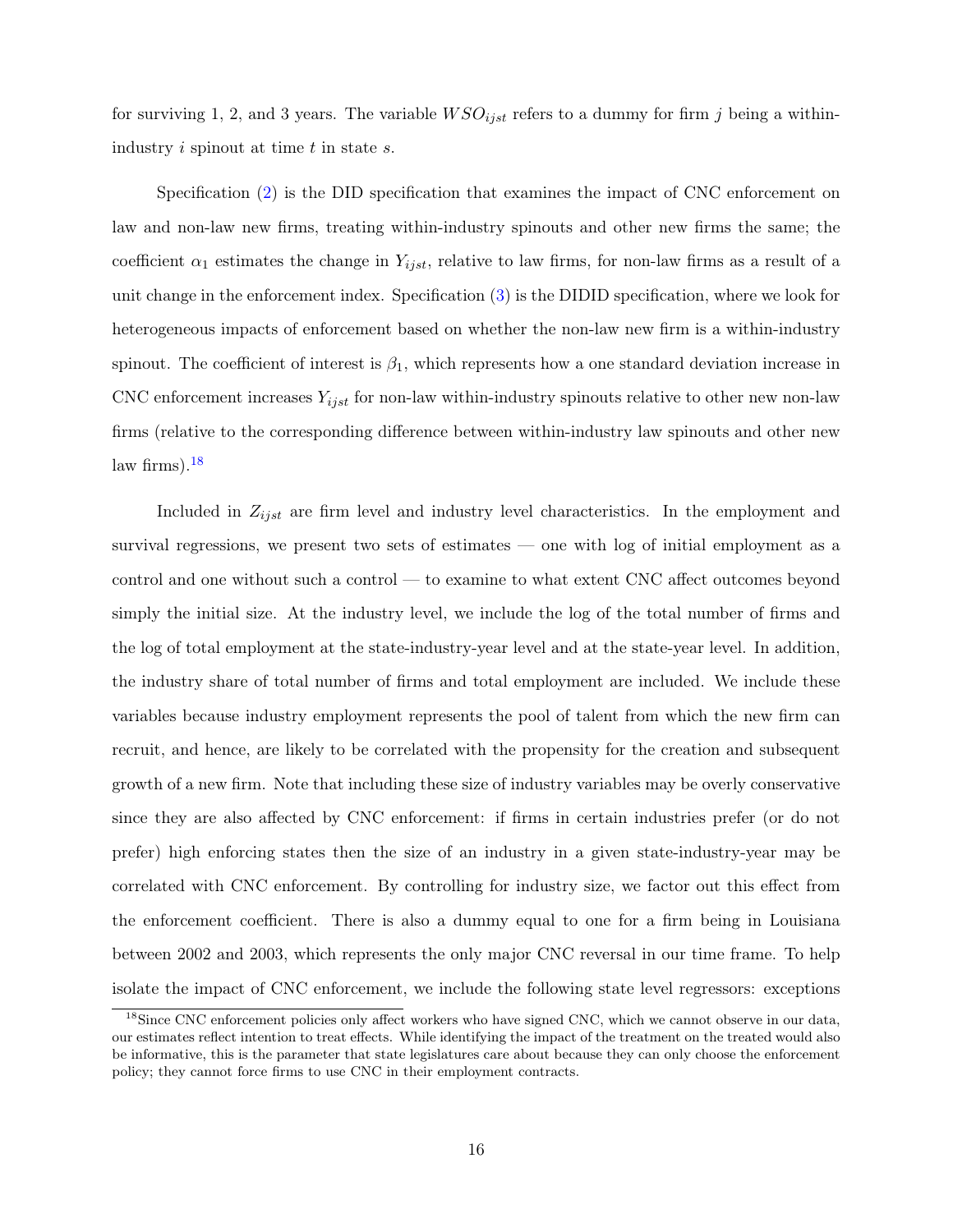for surviving 1, 2, and 3 years. The variable $WSO_{ijst}$ refers to a dummy for firm $j$ being a within-industry $i$ spinout at time $t$ in state $s$.

Specification (2) is the DID specification that examines the impact of CNC enforcement on law and non-law new firms, treating within-industry spinouts and other new firms the same; the coefficient $\alpha_1$ estimates the change in $Y_{ijst}$, relative to law firms, for non-law firms as a result of a unit change in the enforcement index. Specification (3) is the DIDID specification, where we look for heterogeneous impacts of enforcement based on whether the non-law new firm is a within-industry spinout. The coefficient of interest is $\beta_1$, which represents how a one standard deviation increase in CNC enforcement increases $Y_{ijst}$ for non-law within-industry spinouts relative to other new non-law firms (relative to the corresponding difference between within-industry law spinouts and other new law firms).[18]

Included in $Z_{ijst}$ are firm level and industry level characteristics. In the employment and survival regressions, we present two sets of estimates — one with log of initial employment as a control and one without such a control — to examine to what extent CNC affect outcomes beyond simply the initial size. At the industry level, we include the log of the total number of firms and the log of total employment at the state-industry-year level and at the state-year level. In addition, the industry share of total number of firms and total employment are included. We include these variables because industry employment represents the pool of talent from which the new firm can recruit, and hence, are likely to be correlated with the propensity for the creation and subsequent growth of a new firm. Note that including these size of industry variables may be overly conservative since they are also affected by CNC enforcement: if firms in certain industries prefer (or do not prefer) high enforcing states then the size of an industry in a given state-industry-year may be correlated with CNC enforcement. By controlling for industry size, we factor out this effect from the enforcement coefficient. There is also a dummy equal to one for a firm being in Louisiana between 2002 and 2003, which represents the only major CNC reversal in our time frame. To help isolate the impact of CNC enforcement, we include the following state level regressors: exceptions

[18] Since CNC enforcement policies only affect workers who have signed CNC, which we cannot observe in our data, our estimates reflect intention to treat effects. While identifying the impact of the treatment on the treated would also be informative, this is the parameter that state legislatures care about because they can only choose the enforcement policy; they cannot force firms to use CNC in their employment contracts.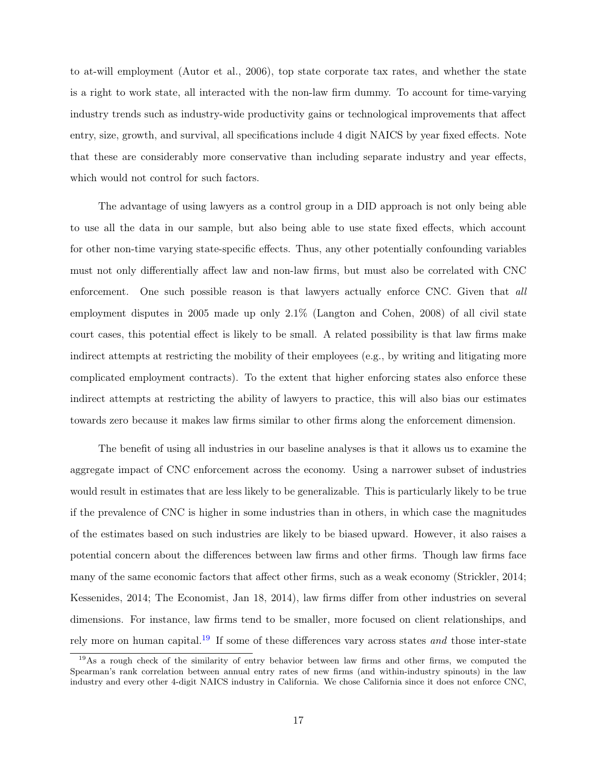to at-will employment (Autor et al., 2006), top state corporate tax rates, and whether the state is a right to work state, all interacted with the non-law firm dummy. To account for time-varying industry trends such as industry-wide productivity gains or technological improvements that affect entry, size, growth, and survival, all specifications include 4 digit NAICS by year fixed effects. Note that these are considerably more conservative than including separate industry and year effects, which would not control for such factors.

The advantage of using lawyers as a control group in a DID approach is not only being able to use all the data in our sample, but also being able to use state fixed effects, which account for other non-time varying state-specific effects. Thus, any other potentially confounding variables must not only differentially affect law and non-law firms, but must also be correlated with CNC enforcement. One such possible reason is that lawyers actually enforce CNC. Given that *all* employment disputes in 2005 made up only 2.1% (Langton and Cohen, 2008) of all civil state court cases, this potential effect is likely to be small. A related possibility is that law firms make indirect attempts at restricting the mobility of their employees (e.g., by writing and litigating more complicated employment contracts). To the extent that higher enforcing states also enforce these indirect attempts at restricting the ability of lawyers to practice, this will also bias our estimates towards zero because it makes law firms similar to other firms along the enforcement dimension.

The benefit of using all industries in our baseline analyses is that it allows us to examine the aggregate impact of CNC enforcement across the economy. Using a narrower subset of industries would result in estimates that are less likely to be generalizable. This is particularly likely to be true if the prevalence of CNC is higher in some industries than in others, in which case the magnitudes of the estimates based on such industries are likely to be biased upward. However, it also raises a potential concern about the differences between law firms and other firms. Though law firms face many of the same economic factors that affect other firms, such as a weak economy (Strickler, 2014; Kessenides, 2014; The Economist, Jan 18, 2014), law firms differ from other industries on several dimensions. For instance, law firms tend to be smaller, more focused on client relationships, and rely more on human capital.[19] If some of these differences vary across states *and* those inter-state

[19] As a rough check of the similarity of entry behavior between law firms and other firms, we computed the Spearman's rank correlation between annual entry rates of new firms (and within-industry spinouts) in the law industry and every other 4-digit NAICS industry in California. We chose California since it does not enforce CNC,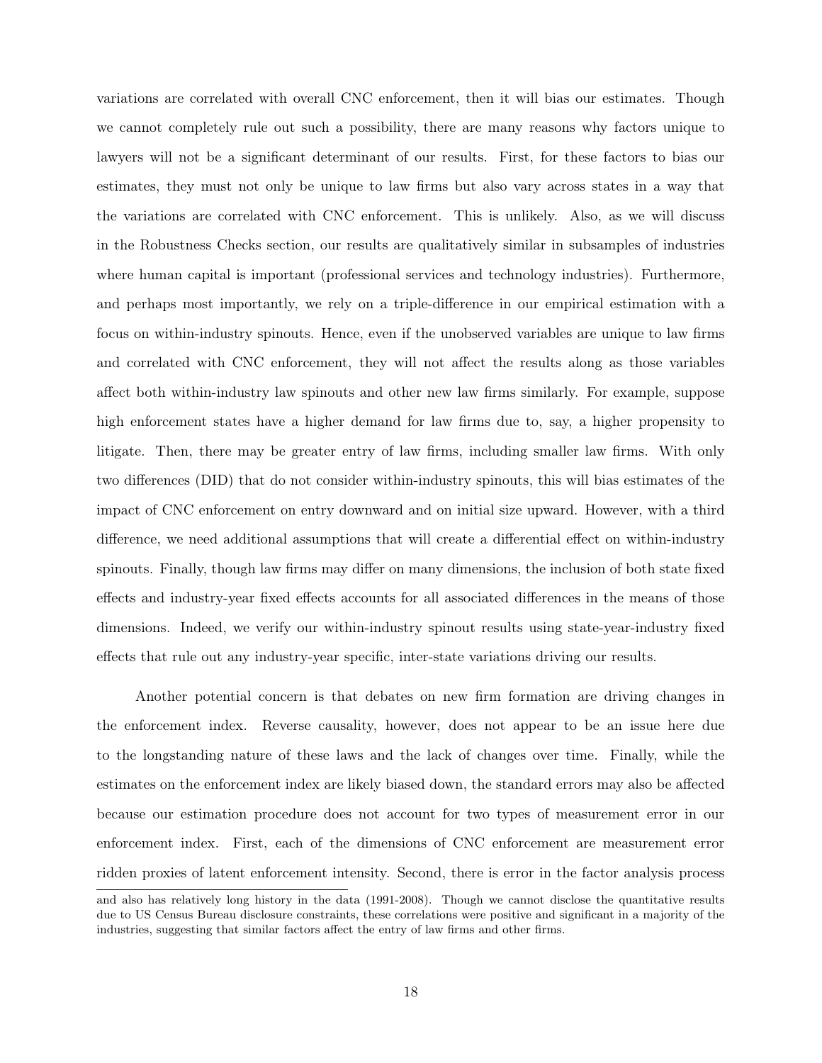variations are correlated with overall CNC enforcement, then it will bias our estimates. Though we cannot completely rule out such a possibility, there are many reasons why factors unique to lawyers will not be a significant determinant of our results. First, for these factors to bias our estimates, they must not only be unique to law firms but also vary across states in a way that the variations are correlated with CNC enforcement. This is unlikely. Also, as we will discuss in the Robustness Checks section, our results are qualitatively similar in subsamples of industries where human capital is important (professional services and technology industries). Furthermore, and perhaps most importantly, we rely on a triple-difference in our empirical estimation with a focus on within-industry spinouts. Hence, even if the unobserved variables are unique to law firms and correlated with CNC enforcement, they will not affect the results along as those variables affect both within-industry law spinouts and other new law firms similarly. For example, suppose high enforcement states have a higher demand for law firms due to, say, a higher propensity to litigate. Then, there may be greater entry of law firms, including smaller law firms. With only two differences (DID) that do not consider within-industry spinouts, this will bias estimates of the impact of CNC enforcement on entry downward and on initial size upward. However, with a third difference, we need additional assumptions that will create a differential effect on within-industry spinouts. Finally, though law firms may differ on many dimensions, the inclusion of both state fixed effects and industry-year fixed effects accounts for all associated differences in the means of those dimensions. Indeed, we verify our within-industry spinout results using state-year-industry fixed effects that rule out any industry-year specific, inter-state variations driving our results.

Another potential concern is that debates on new firm formation are driving changes in the enforcement index. Reverse causality, however, does not appear to be an issue here due to the longstanding nature of these laws and the lack of changes over time. Finally, while the estimates on the enforcement index are likely biased down, the standard errors may also be affected because our estimation procedure does not account for two types of measurement error in our enforcement index. First, each of the dimensions of CNC enforcement are measurement error ridden proxies of latent enforcement intensity. Second, there is error in the factor analysis process

---

and also has relatively long history in the data (1991-2008). Though we cannot disclose the quantitative results due to US Census Bureau disclosure constraints, these correlations were positive and significant in a majority of the industries, suggesting that similar factors affect the entry of law firms and other firms.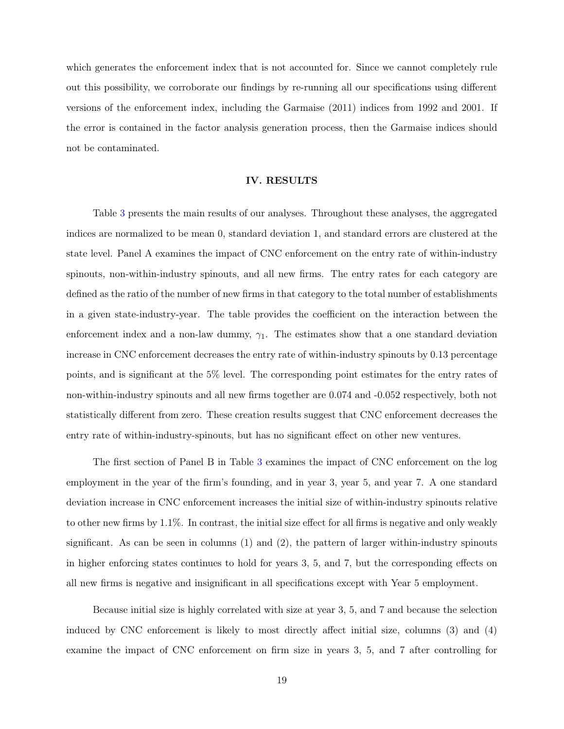which generates the enforcement index that is not accounted for. Since we cannot completely rule out this possibility, we corroborate our findings by re-running all our specifications using different versions of the enforcement index, including the Garmaise (2011) indices from 1992 and 2001. If the error is contained in the factor analysis generation process, then the Garmaise indices should not be contaminated.

## IV. RESULTS

Table 3 presents the main results of our analyses. Throughout these analyses, the aggregated indices are normalized to be mean 0, standard deviation 1, and standard errors are clustered at the state level. Panel A examines the impact of CNC enforcement on the entry rate of within-industry spinouts, non-within-industry spinouts, and all new firms. The entry rates for each category are defined as the ratio of the number of new firms in that category to the total number of establishments in a given state-industry-year. The table provides the coefficient on the interaction between the enforcement index and a non-law dummy, $\gamma_1$. The estimates show that a one standard deviation increase in CNC enforcement decreases the entry rate of within-industry spinouts by 0.13 percentage points, and is significant at the 5% level. The corresponding point estimates for the entry rates of non-within-industry spinouts and all new firms together are 0.074 and -0.052 respectively, both not statistically different from zero. These creation results suggest that CNC enforcement decreases the entry rate of within-industry-spinouts, but has no significant effect on other new ventures.

The first section of Panel B in Table 3 examines the impact of CNC enforcement on the log employment in the year of the firm's founding, and in year 3, year 5, and year 7. A one standard deviation increase in CNC enforcement increases the initial size of within-industry spinouts relative to other new firms by 1.1%. In contrast, the initial size effect for all firms is negative and only weakly significant. As can be seen in columns (1) and (2), the pattern of larger within-industry spinouts in higher enforcing states continues to hold for years 3, 5, and 7, but the corresponding effects on all new firms is negative and insignificant in all specifications except with Year 5 employment.

Because initial size is highly correlated with size at year 3, 5, and 7 and because the selection induced by CNC enforcement is likely to most directly affect initial size, columns (3) and (4) examine the impact of CNC enforcement on firm size in years 3, 5, and 7 after controlling for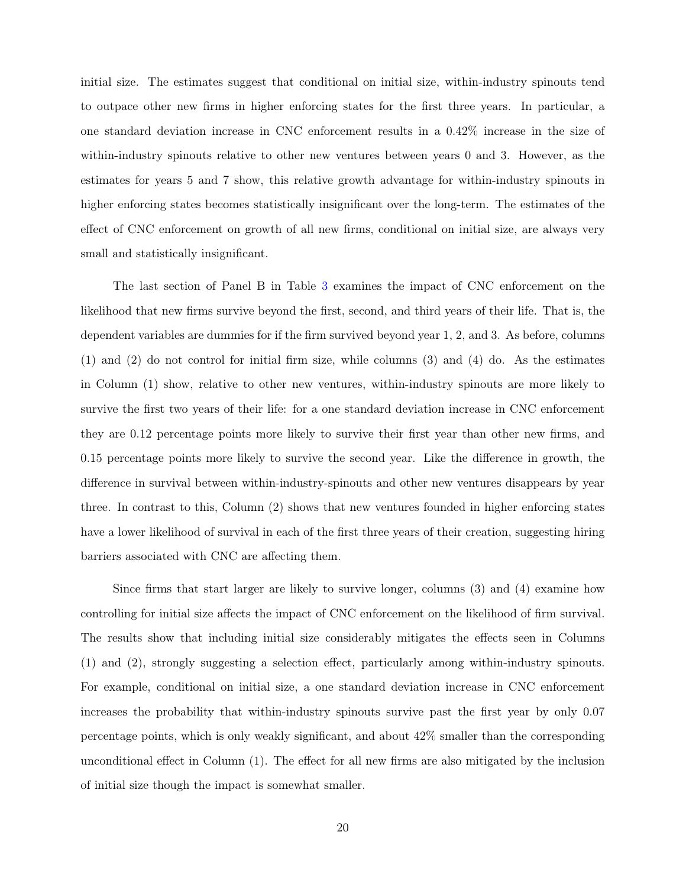initial size. The estimates suggest that conditional on initial size, within-industry spinouts tend to outpace other new firms in higher enforcing states for the first three years. In particular, a one standard deviation increase in CNC enforcement results in a 0.42% increase in the size of within-industry spinouts relative to other new ventures between years 0 and 3. However, as the estimates for years 5 and 7 show, this relative growth advantage for within-industry spinouts in higher enforcing states becomes statistically insignificant over the long-term. The estimates of the effect of CNC enforcement on growth of all new firms, conditional on initial size, are always very small and statistically insignificant.

The last section of Panel B in Table 3 examines the impact of CNC enforcement on the likelihood that new firms survive beyond the first, second, and third years of their life. That is, the dependent variables are dummies for if the firm survived beyond year 1, 2, and 3. As before, columns (1) and (2) do not control for initial firm size, while columns (3) and (4) do. As the estimates in Column (1) show, relative to other new ventures, within-industry spinouts are more likely to survive the first two years of their life: for a one standard deviation increase in CNC enforcement they are 0.12 percentage points more likely to survive their first year than other new firms, and 0.15 percentage points more likely to survive the second year. Like the difference in growth, the difference in survival between within-industry-spinouts and other new ventures disappears by year three. In contrast to this, Column (2) shows that new ventures founded in higher enforcing states have a lower likelihood of survival in each of the first three years of their creation, suggesting hiring barriers associated with CNC are affecting them.

Since firms that start larger are likely to survive longer, columns (3) and (4) examine how controlling for initial size affects the impact of CNC enforcement on the likelihood of firm survival. The results show that including initial size considerably mitigates the effects seen in Columns (1) and (2), strongly suggesting a selection effect, particularly among within-industry spinouts. For example, conditional on initial size, a one standard deviation increase in CNC enforcement increases the probability that within-industry spinouts survive past the first year by only 0.07 percentage points, which is only weakly significant, and about 42% smaller than the corresponding unconditional effect in Column (1). The effect for all new firms are also mitigated by the inclusion of initial size though the impact is somewhat smaller.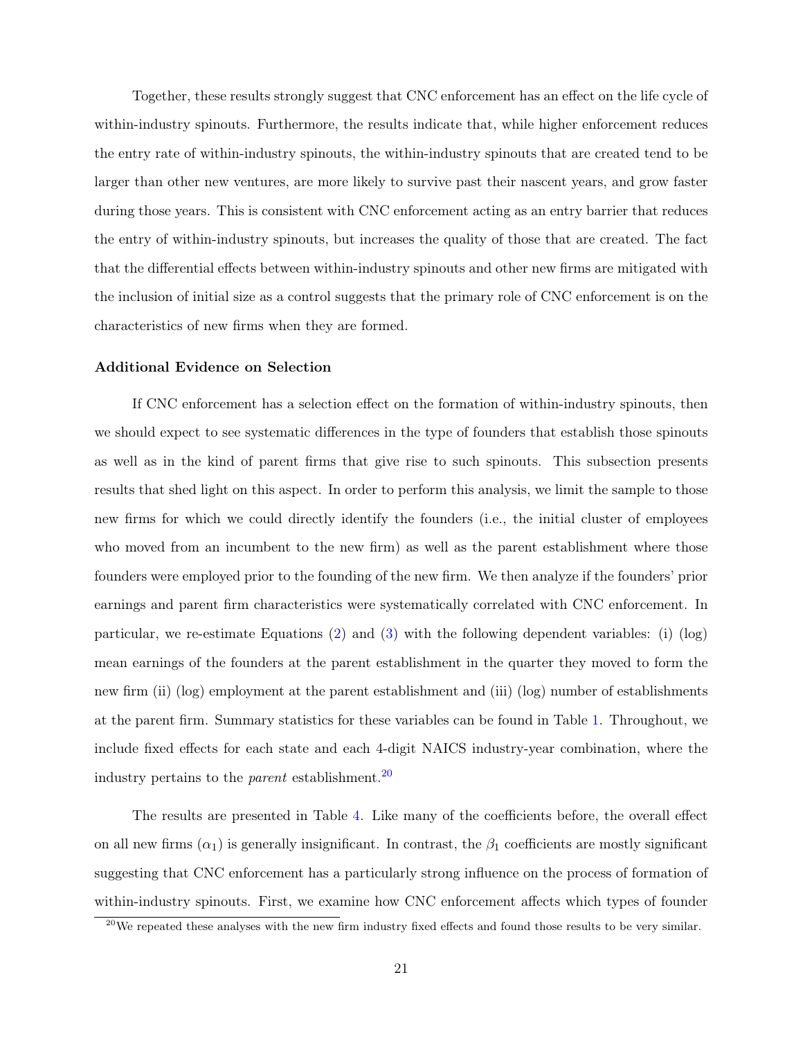Together, these results strongly suggest that CNC enforcement has an effect on the life cycle of within-industry spinouts. Furthermore, the results indicate that, while higher enforcement reduces the entry rate of within-industry spinouts, the within-industry spinouts that are created tend to be larger than other new ventures, are more likely to survive past their nascent years, and grow faster during those years. This is consistent with CNC enforcement acting as an entry barrier that reduces the entry of within-industry spinouts, but increases the quality of those that are created. The fact that the differential effects between within-industry spinouts and other new firms are mitigated with the inclusion of initial size as a control suggests that the primary role of CNC enforcement is on the characteristics of new firms when they are formed.

**Additional Evidence on Selection**

If CNC enforcement has a selection effect on the formation of within-industry spinouts, then we should expect to see systematic differences in the type of founders that establish those spinouts as well as in the kind of parent firms that give rise to such spinouts. This subsection presents results that shed light on this aspect. In order to perform this analysis, we limit the sample to those new firms for which we could directly identify the founders (i.e., the initial cluster of employees who moved from an incumbent to the new firm) as well as the parent establishment where those founders were employed prior to the founding of the new firm. We then analyze if the founders' prior earnings and parent firm characteristics were systematically correlated with CNC enforcement. In particular, we re-estimate Equations (2) and (3) with the following dependent variables: (i) (log) mean earnings of the founders at the parent establishment in the quarter they moved to form the new firm (ii) (log) employment at the parent establishment and (iii) (log) number of establishments at the parent firm. Summary statistics for these variables can be found in Table 1. Throughout, we include fixed effects for each state and each 4-digit NAICS industry-year combination, where the industry pertains to the *parent* establishment.[20]

The results are presented in Table 4. Like many of the coefficients before, the overall effect on all new firms ($\alpha_1$) is generally insignificant. In contrast, the $\beta_1$ coefficients are mostly significant suggesting that CNC enforcement has a particularly strong influence on the process of formation of within-industry spinouts. First, we examine how CNC enforcement affects which types of founder

[20] We repeated these analyses with the new firm industry fixed effects and found those results to be very similar.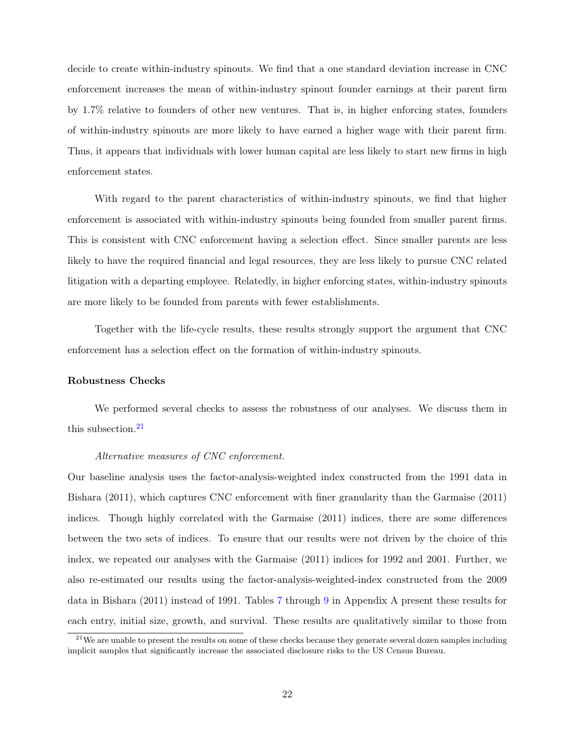decide to create within-industry spinouts. We find that a one standard deviation increase in CNC enforcement increases the mean of within-industry spinout founder earnings at their parent firm by 1.7% relative to founders of other new ventures. That is, in higher enforcing states, founders of within-industry spinouts are more likely to have earned a higher wage with their parent firm. Thus, it appears that individuals with lower human capital are less likely to start new firms in high enforcement states.

With regard to the parent characteristics of within-industry spinouts, we find that higher enforcement is associated with within-industry spinouts being founded from smaller parent firms. This is consistent with CNC enforcement having a selection effect. Since smaller parents are less likely to have the required financial and legal resources, they are less likely to pursue CNC related litigation with a departing employee. Relatedly, in higher enforcing states, within-industry spinouts are more likely to be founded from parents with fewer establishments.

Together with the life-cycle results, these results strongly support the argument that CNC enforcement has a selection effect on the formation of within-industry spinouts.

**Robustness Checks**

We performed several checks to assess the robustness of our analyses. We discuss them in this subsection.[21]

*Alternative measures of CNC enforcement.*

Our baseline analysis uses the factor-analysis-weighted index constructed from the 1991 data in Bishara (2011), which captures CNC enforcement with finer granularity than the Garmaise (2011) indices. Though highly correlated with the Garmaise (2011) indices, there are some differences between the two sets of indices. To ensure that our results were not driven by the choice of this index, we repeated our analyses with the Garmaise (2011) indices for 1992 and 2001. Further, we also re-estimated our results using the factor-analysis-weighted-index constructed from the 2009 data in Bishara (2011) instead of 1991. Tables 7 through 9 in Appendix A present these results for each entry, initial size, growth, and survival. These results are qualitatively similar to those from

[21] We are unable to present the results on some of these checks because they generate several dozen samples including implicit samples that significantly increase the associated disclosure risks to the US Census Bureau.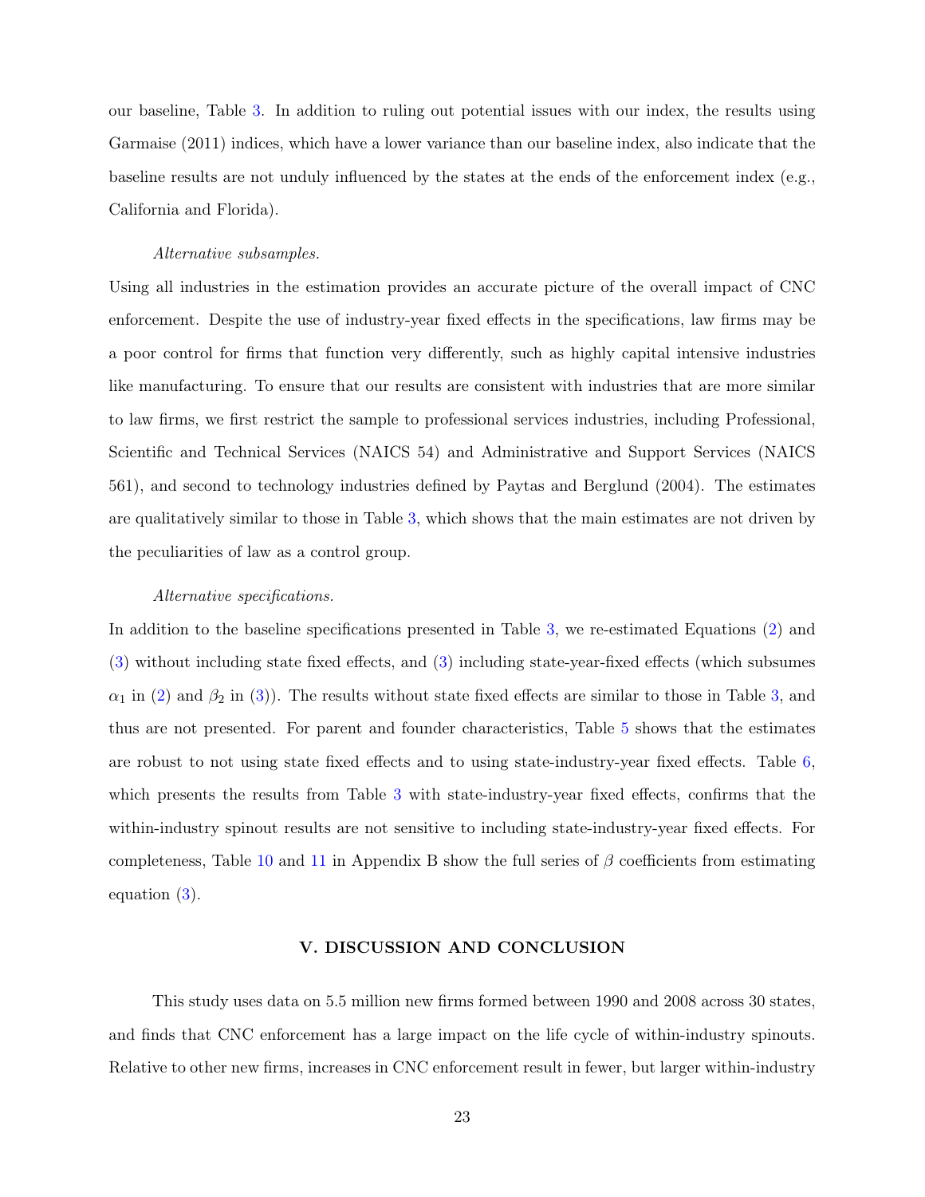our baseline, Table 3. In addition to ruling out potential issues with our index, the results using Garmaise (2011) indices, which have a lower variance than our baseline index, also indicate that the baseline results are not unduly influenced by the states at the ends of the enforcement index (e.g., California and Florida).

*Alternative subsamples.*

Using all industries in the estimation provides an accurate picture of the overall impact of CNC enforcement. Despite the use of industry-year fixed effects in the specifications, law firms may be a poor control for firms that function very differently, such as highly capital intensive industries like manufacturing. To ensure that our results are consistent with industries that are more similar to law firms, we first restrict the sample to professional services industries, including Professional, Scientific and Technical Services (NAICS 54) and Administrative and Support Services (NAICS 561), and second to technology industries defined by Paytas and Berglund (2004). The estimates are qualitatively similar to those in Table 3, which shows that the main estimates are not driven by the peculiarities of law as a control group.

*Alternative specifications.*

In addition to the baseline specifications presented in Table 3, we re-estimated Equations (2) and (3) without including state fixed effects, and (3) including state-year-fixed effects (which subsumes $\alpha_1$ in (2) and $\beta_2$ in (3)). The results without state fixed effects are similar to those in Table 3, and thus are not presented. For parent and founder characteristics, Table 5 shows that the estimates are robust to not using state fixed effects and to using state-industry-year fixed effects. Table 6, which presents the results from Table 3 with state-industry-year fixed effects, confirms that the within-industry spinout results are not sensitive to including state-industry-year fixed effects. For completeness, Table 10 and 11 in Appendix B show the full series of $\beta$ coefficients from estimating equation (3).

## V. DISCUSSION AND CONCLUSION

This study uses data on 5.5 million new firms formed between 1990 and 2008 across 30 states, and finds that CNC enforcement has a large impact on the life cycle of within-industry spinouts. Relative to other new firms, increases in CNC enforcement result in fewer, but larger within-industry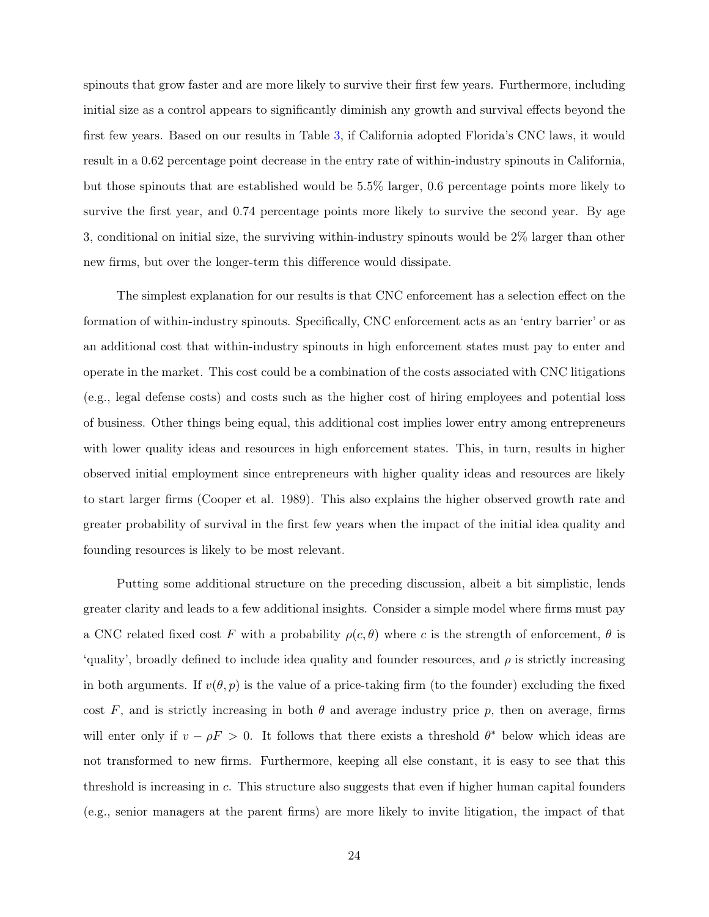spinouts that grow faster and are more likely to survive their first few years. Furthermore, including initial size as a control appears to significantly diminish any growth and survival effects beyond the first few years. Based on our results in Table 3, if California adopted Florida's CNC laws, it would result in a 0.62 percentage point decrease in the entry rate of within-industry spinouts in California, but those spinouts that are established would be 5.5% larger, 0.6 percentage points more likely to survive the first year, and 0.74 percentage points more likely to survive the second year. By age 3, conditional on initial size, the surviving within-industry spinouts would be 2% larger than other new firms, but over the longer-term this difference would dissipate.

The simplest explanation for our results is that CNC enforcement has a selection effect on the formation of within-industry spinouts. Specifically, CNC enforcement acts as an 'entry barrier' or as an additional cost that within-industry spinouts in high enforcement states must pay to enter and operate in the market. This cost could be a combination of the costs associated with CNC litigations (e.g., legal defense costs) and costs such as the higher cost of hiring employees and potential loss of business. Other things being equal, this additional cost implies lower entry among entrepreneurs with lower quality ideas and resources in high enforcement states. This, in turn, results in higher observed initial employment since entrepreneurs with higher quality ideas and resources are likely to start larger firms (Cooper et al. 1989). This also explains the higher observed growth rate and greater probability of survival in the first few years when the impact of the initial idea quality and founding resources is likely to be most relevant.

Putting some additional structure on the preceding discussion, albeit a bit simplistic, lends greater clarity and leads to a few additional insights. Consider a simple model where firms must pay a CNC related fixed cost $F$ with a probability $\rho(c, \theta)$ where $c$ is the strength of enforcement, $\theta$ is 'quality', broadly defined to include idea quality and founder resources, and $\rho$ is strictly increasing in both arguments. If $v(\theta, p)$ is the value of a price-taking firm (to the founder) excluding the fixed cost $F$, and is strictly increasing in both $\theta$ and average industry price $p$, then on average, firms will enter only if $v - \rho F > 0$. It follows that there exists a threshold $\theta^*$ below which ideas are not transformed to new firms. Furthermore, keeping all else constant, it is easy to see that this threshold is increasing in $c$. This structure also suggests that even if higher human capital founders (e.g., senior managers at the parent firms) are more likely to invite litigation, the impact of that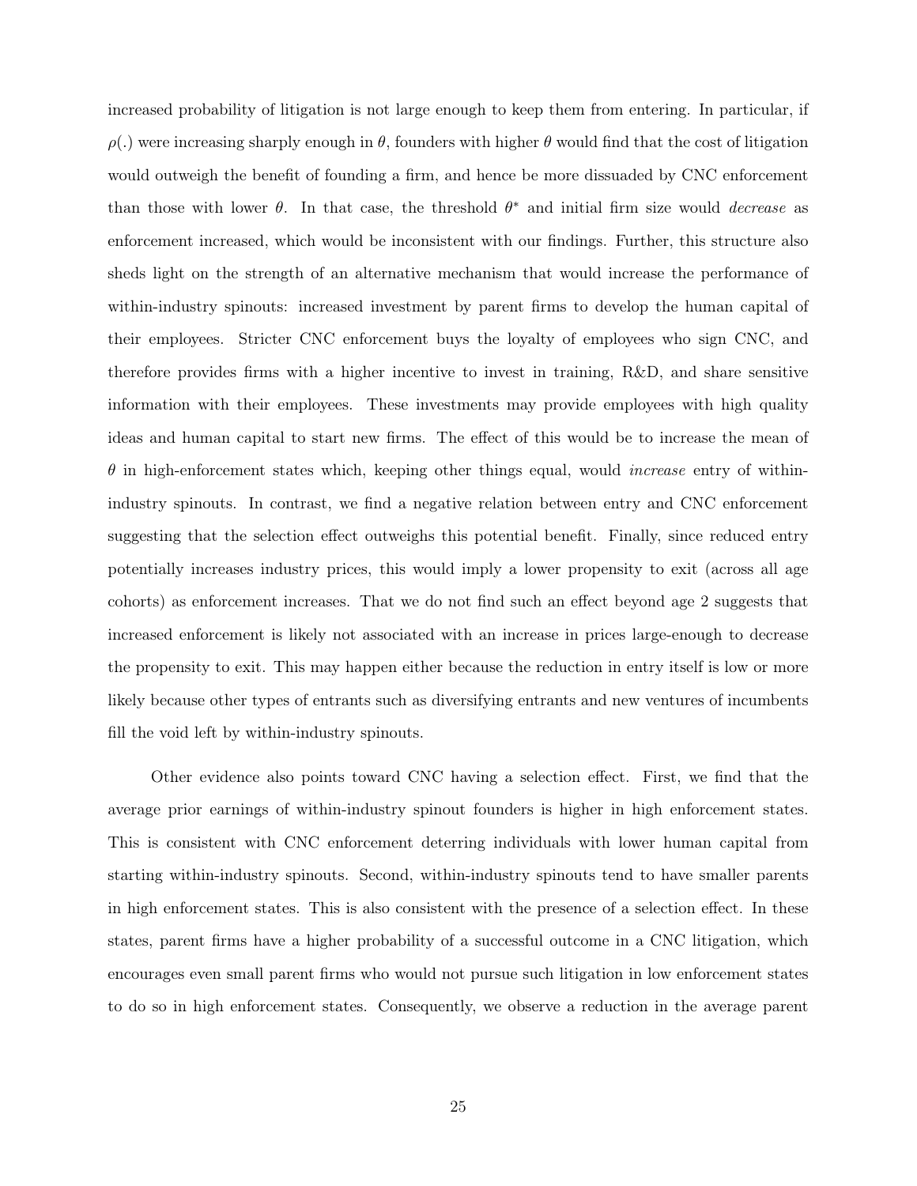increased probability of litigation is not large enough to keep them from entering. In particular, if $\rho(.)$ were increasing sharply enough in $\theta$, founders with higher $\theta$ would find that the cost of litigation would outweigh the benefit of founding a firm, and hence be more dissuaded by CNC enforcement than those with lower $\theta$. In that case, the threshold $\theta^*$ and initial firm size would *decrease* as enforcement increased, which would be inconsistent with our findings. Further, this structure also sheds light on the strength of an alternative mechanism that would increase the performance of within-industry spinouts: increased investment by parent firms to develop the human capital of their employees. Stricter CNC enforcement buys the loyalty of employees who sign CNC, and therefore provides firms with a higher incentive to invest in training, R&D, and share sensitive information with their employees. These investments may provide employees with high quality ideas and human capital to start new firms. The effect of this would be to increase the mean of $\theta$ in high-enforcement states which, keeping other things equal, would *increase* entry of within-industry spinouts. In contrast, we find a negative relation between entry and CNC enforcement suggesting that the selection effect outweighs this potential benefit. Finally, since reduced entry potentially increases industry prices, this would imply a lower propensity to exit (across all age cohorts) as enforcement increases. That we do not find such an effect beyond age 2 suggests that increased enforcement is likely not associated with an increase in prices large-enough to decrease the propensity to exit. This may happen either because the reduction in entry itself is low or more likely because other types of entrants such as diversifying entrants and new ventures of incumbents fill the void left by within-industry spinouts.

Other evidence also points toward CNC having a selection effect. First, we find that the average prior earnings of within-industry spinout founders is higher in high enforcement states. This is consistent with CNC enforcement deterring individuals with lower human capital from starting within-industry spinouts. Second, within-industry spinouts tend to have smaller parents in high enforcement states. This is also consistent with the presence of a selection effect. In these states, parent firms have a higher probability of a successful outcome in a CNC litigation, which encourages even small parent firms who would not pursue such litigation in low enforcement states to do so in high enforcement states. Consequently, we observe a reduction in the average parent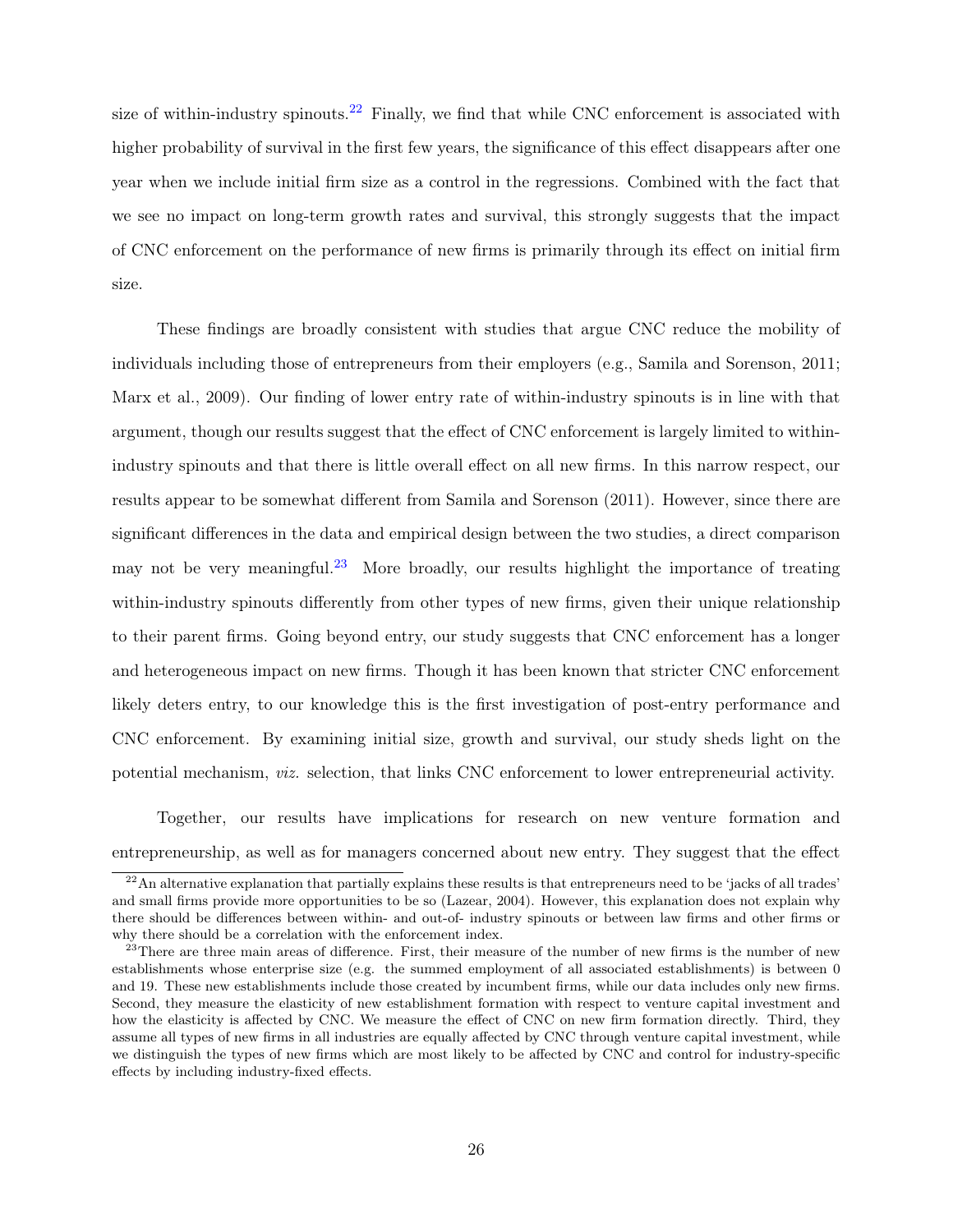size of within-industry spinouts.[22] Finally, we find that while CNC enforcement is associated with higher probability of survival in the first few years, the significance of this effect disappears after one year when we include initial firm size as a control in the regressions. Combined with the fact that we see no impact on long-term growth rates and survival, this strongly suggests that the impact of CNC enforcement on the performance of new firms is primarily through its effect on initial firm size.

These findings are broadly consistent with studies that argue CNC reduce the mobility of individuals including those of entrepreneurs from their employers (e.g., Samila and Sorenson, 2011; Marx et al., 2009). Our finding of lower entry rate of within-industry spinouts is in line with that argument, though our results suggest that the effect of CNC enforcement is largely limited to within-industry spinouts and that there is little overall effect on all new firms. In this narrow respect, our results appear to be somewhat different from Samila and Sorenson (2011). However, since there are significant differences in the data and empirical design between the two studies, a direct comparison may not be very meaningful.[23] More broadly, our results highlight the importance of treating within-industry spinouts differently from other types of new firms, given their unique relationship to their parent firms. Going beyond entry, our study suggests that CNC enforcement has a longer and heterogeneous impact on new firms. Though it has been known that stricter CNC enforcement likely deters entry, to our knowledge this is the first investigation of post-entry performance and CNC enforcement. By examining initial size, growth and survival, our study sheds light on the potential mechanism, *viz.* selection, that links CNC enforcement to lower entrepreneurial activity.

Together, our results have implications for research on new venture formation and entrepreneurship, as well as for managers concerned about new entry. They suggest that the effect

---

[22] An alternative explanation that partially explains these results is that entrepreneurs need to be 'jacks of all trades' and small firms provide more opportunities to be so (Lazear, 2004). However, this explanation does not explain why there should be differences between within- and out-of- industry spinouts or between law firms and other firms or why there should be a correlation with the enforcement index.

[23] There are three main areas of difference. First, their measure of the number of new firms is the number of new establishments whose enterprise size (e.g. the summed employment of all associated establishments) is between 0 and 19. These new establishments include those created by incumbent firms, while our data includes only new firms. Second, they measure the elasticity of new establishment formation with respect to venture capital investment and how the elasticity is affected by CNC. We measure the effect of CNC on new firm formation directly. Third, they assume all types of new firms in all industries are equally affected by CNC through venture capital investment, while we distinguish the types of new firms which are most likely to be affected by CNC and control for industry-specific effects by including industry-fixed effects.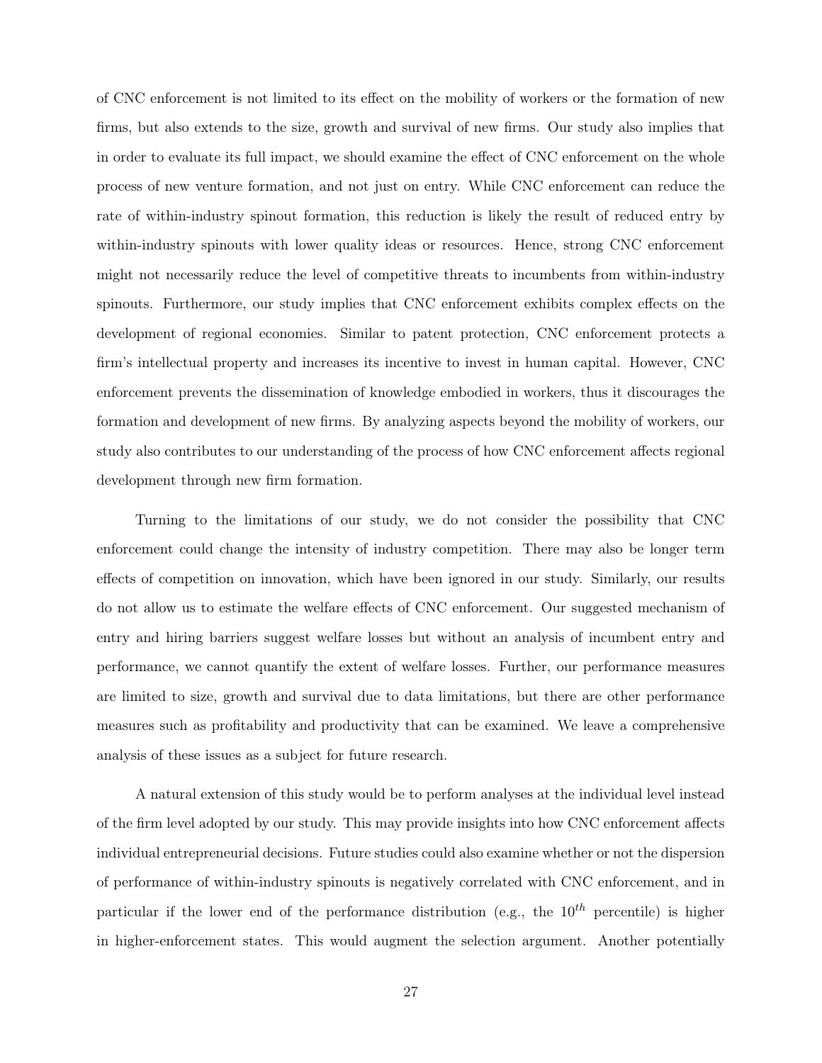of CNC enforcement is not limited to its effect on the mobility of workers or the formation of new firms, but also extends to the size, growth and survival of new firms. Our study also implies that in order to evaluate its full impact, we should examine the effect of CNC enforcement on the whole process of new venture formation, and not just on entry. While CNC enforcement can reduce the rate of within-industry spinout formation, this reduction is likely the result of reduced entry by within-industry spinouts with lower quality ideas or resources. Hence, strong CNC enforcement might not necessarily reduce the level of competitive threats to incumbents from within-industry spinouts. Furthermore, our study implies that CNC enforcement exhibits complex effects on the development of regional economies. Similar to patent protection, CNC enforcement protects a firm's intellectual property and increases its incentive to invest in human capital. However, CNC enforcement prevents the dissemination of knowledge embodied in workers, thus it discourages the formation and development of new firms. By analyzing aspects beyond the mobility of workers, our study also contributes to our understanding of the process of how CNC enforcement affects regional development through new firm formation.

Turning to the limitations of our study, we do not consider the possibility that CNC enforcement could change the intensity of industry competition. There may also be longer term effects of competition on innovation, which have been ignored in our study. Similarly, our results do not allow us to estimate the welfare effects of CNC enforcement. Our suggested mechanism of entry and hiring barriers suggest welfare losses but without an analysis of incumbent entry and performance, we cannot quantify the extent of welfare losses. Further, our performance measures are limited to size, growth and survival due to data limitations, but there are other performance measures such as profitability and productivity that can be examined. We leave a comprehensive analysis of these issues as a subject for future research.

A natural extension of this study would be to perform analyses at the individual level instead of the firm level adopted by our study. This may provide insights into how CNC enforcement affects individual entrepreneurial decisions. Future studies could also examine whether or not the dispersion of performance of within-industry spinouts is negatively correlated with CNC enforcement, and in particular if the lower end of the performance distribution (e.g., the $10^{th}$ percentile) is higher in higher-enforcement states. This would augment the selection argument. Another potentially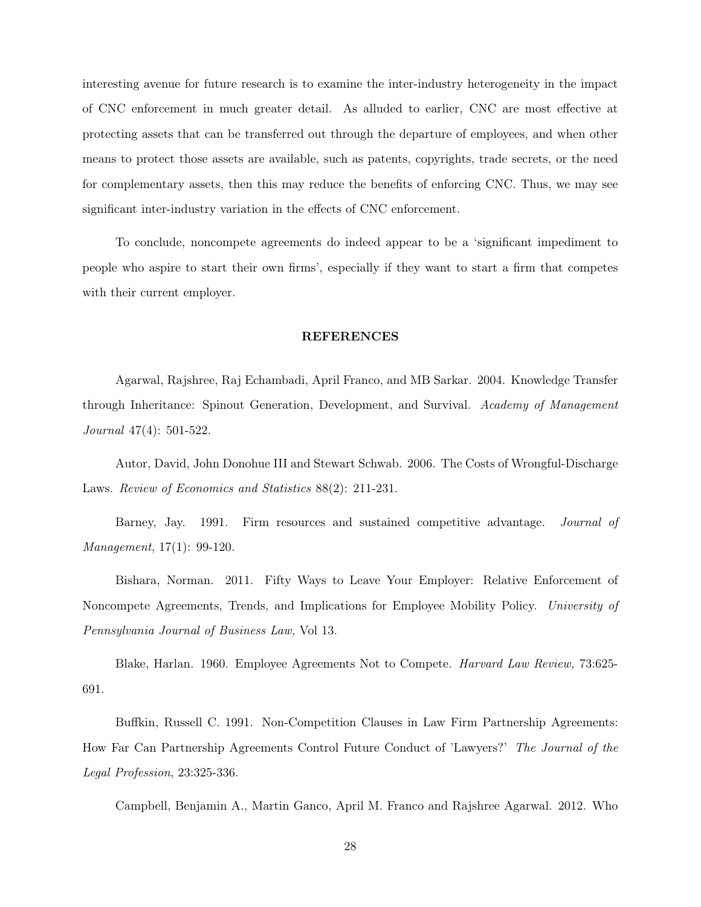interesting avenue for future research is to examine the inter-industry heterogeneity in the impact of CNC enforcement in much greater detail. As alluded to earlier, CNC are most effective at protecting assets that can be transferred out through the departure of employees, and when other means to protect those assets are available, such as patents, copyrights, trade secrets, or the need for complementary assets, then this may reduce the benefits of enforcing CNC. Thus, we may see significant inter-industry variation in the effects of CNC enforcement.

To conclude, noncompete agreements do indeed appear to be a 'significant impediment to people who aspire to start their own firms', especially if they want to start a firm that competes with their current employer.

## REFERENCES

Agarwal, Rajshree, Raj Echambadi, April Franco, and MB Sarkar. 2004. Knowledge Transfer through Inheritance: Spinout Generation, Development, and Survival. *Academy of Management Journal* 47(4): 501-522.

Autor, David, John Donohue III and Stewart Schwab. 2006. The Costs of Wrongful-Discharge Laws. *Review of Economics and Statistics* 88(2): 211-231.

Barney, Jay. 1991. Firm resources and sustained competitive advantage. *Journal of Management*, 17(1): 99-120.

Bishara, Norman. 2011. Fifty Ways to Leave Your Employer: Relative Enforcement of Noncompete Agreements, Trends, and Implications for Employee Mobility Policy. *University of Pennsylvania Journal of Business Law,* Vol 13.

Blake, Harlan. 1960. Employee Agreements Not to Compete. *Harvard Law Review,* 73:625-691.

Buffkin, Russell C. 1991. Non-Competition Clauses in Law Firm Partnership Agreements: How Far Can Partnership Agreements Control Future Conduct of 'Lawyers?' *The Journal of the Legal Profession*, 23:325-336.

Campbell, Benjamin A., Martin Ganco, April M. Franco and Rajshree Agarwal. 2012. Who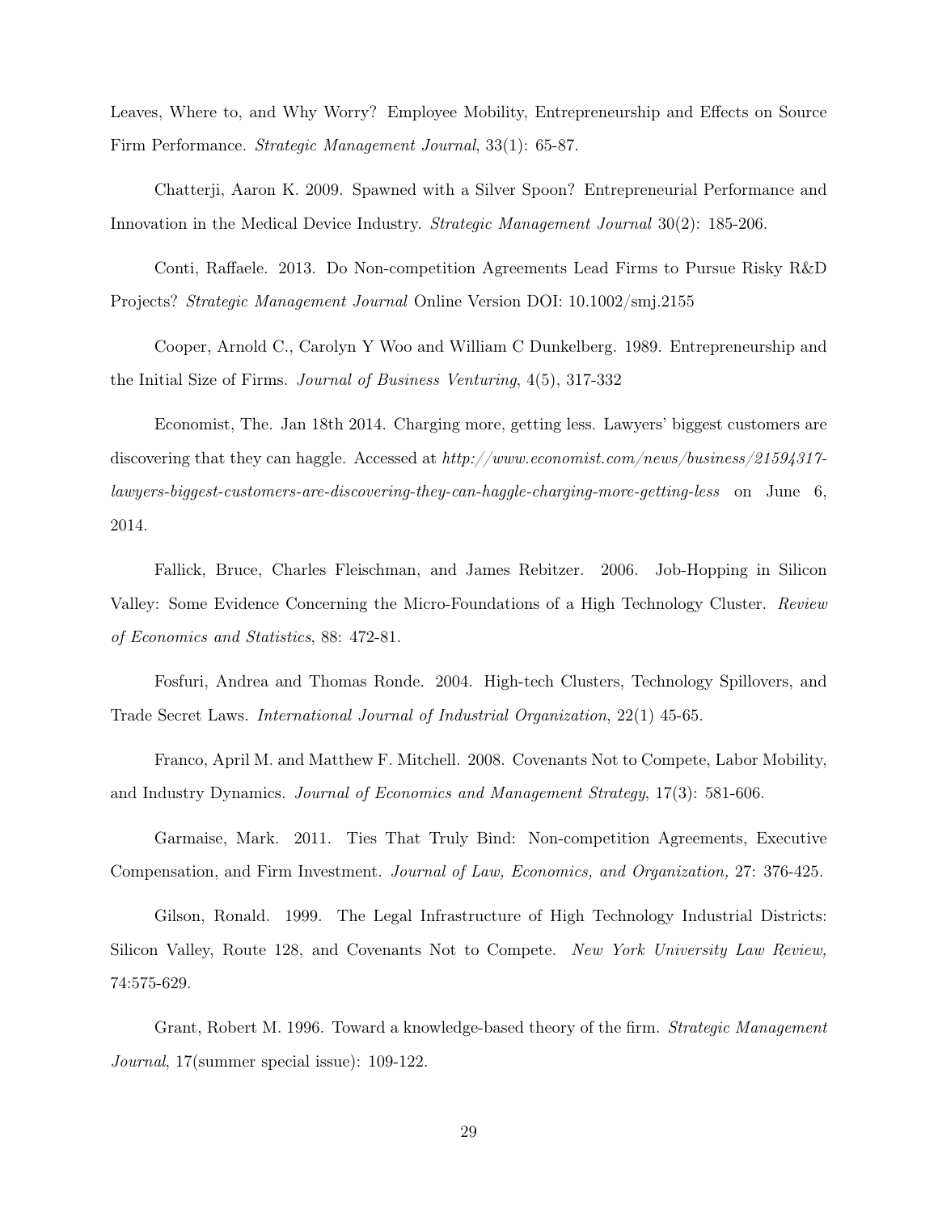Leaves, Where to, and Why Worry? Employee Mobility, Entrepreneurship and Effects on Source Firm Performance. *Strategic Management Journal*, 33(1): 65-87.

Chatterji, Aaron K. 2009. Spawned with a Silver Spoon? Entrepreneurial Performance and Innovation in the Medical Device Industry. *Strategic Management Journal* 30(2): 185-206.

Conti, Raffaele. 2013. Do Non-competition Agreements Lead Firms to Pursue Risky R&D Projects? *Strategic Management Journal* Online Version DOI: 10.1002/smj.2155

Cooper, Arnold C., Carolyn Y Woo and William C Dunkelberg. 1989. Entrepreneurship and the Initial Size of Firms. *Journal of Business Venturing*, 4(5), 317-332

Economist, The. Jan 18th 2014. Charging more, getting less. Lawyers' biggest customers are discovering that they can haggle. Accessed at *http://www.economist.com/news/business/21594317-lawyers-biggest-customers-are-discovering-they-can-haggle-charging-more-getting-less* on June 6, 2014.

Fallick, Bruce, Charles Fleischman, and James Rebitzer. 2006. Job-Hopping in Silicon Valley: Some Evidence Concerning the Micro-Foundations of a High Technology Cluster. *Review of Economics and Statistics*, 88: 472-81.

Fosfuri, Andrea and Thomas Ronde. 2004. High-tech Clusters, Technology Spillovers, and Trade Secret Laws. *International Journal of Industrial Organization*, 22(1) 45-65.

Franco, April M. and Matthew F. Mitchell. 2008. Covenants Not to Compete, Labor Mobility, and Industry Dynamics. *Journal of Economics and Management Strategy*, 17(3): 581-606.

Garmaise, Mark. 2011. Ties That Truly Bind: Non-competition Agreements, Executive Compensation, and Firm Investment. *Journal of Law, Economics, and Organization,* 27: 376-425.

Gilson, Ronald. 1999. The Legal Infrastructure of High Technology Industrial Districts: Silicon Valley, Route 128, and Covenants Not to Compete. *New York University Law Review,* 74:575-629.

Grant, Robert M. 1996. Toward a knowledge-based theory of the firm. *Strategic Management Journal*, 17(summer special issue): 109-122.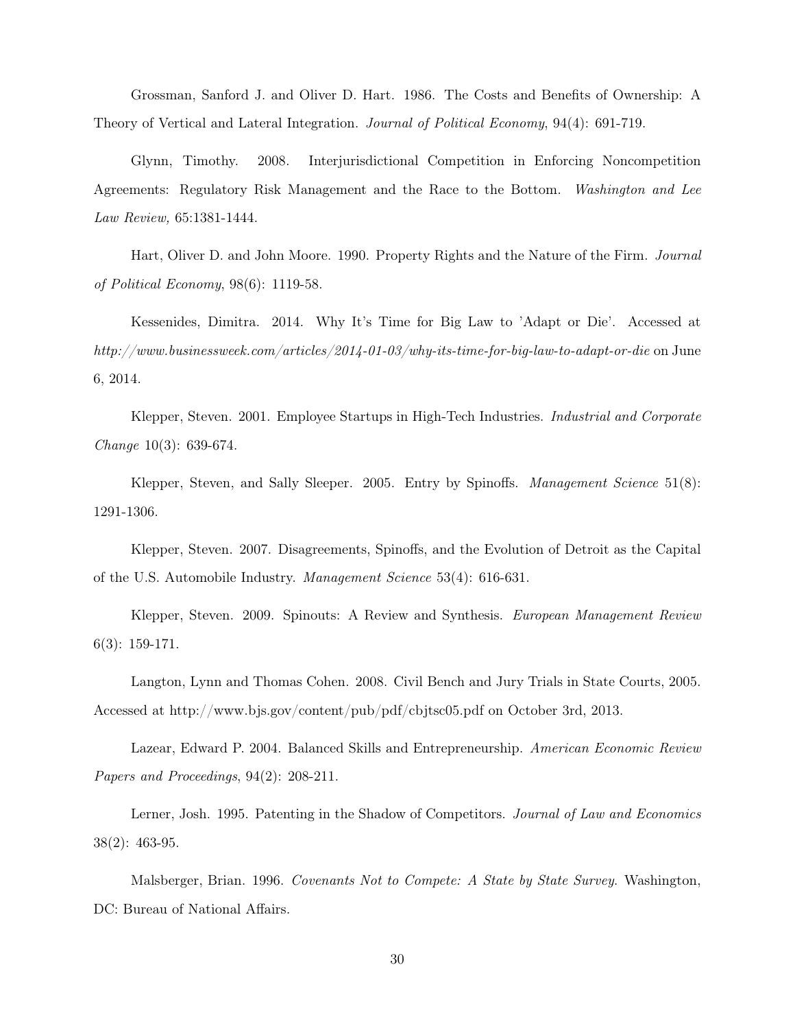Grossman, Sanford J. and Oliver D. Hart. 1986. The Costs and Benefits of Ownership: A Theory of Vertical and Lateral Integration. *Journal of Political Economy*, 94(4): 691-719.

Glynn, Timothy. 2008. Interjurisdictional Competition in Enforcing Noncompetition Agreements: Regulatory Risk Management and the Race to the Bottom. *Washington and Lee Law Review,* 65:1381-1444.

Hart, Oliver D. and John Moore. 1990. Property Rights and the Nature of the Firm. *Journal of Political Economy*, 98(6): 1119-58.

Kessenides, Dimitra. 2014. Why It's Time for Big Law to 'Adapt or Die'. Accessed at *http://www.businessweek.com/articles/2014-01-03/why-its-time-for-big-law-to-adapt-or-die* on June 6, 2014.

Klepper, Steven. 2001. Employee Startups in High-Tech Industries. *Industrial and Corporate Change* 10(3): 639-674.

Klepper, Steven, and Sally Sleeper. 2005. Entry by Spinoffs. *Management Science* 51(8): 1291-1306.

Klepper, Steven. 2007. Disagreements, Spinoffs, and the Evolution of Detroit as the Capital of the U.S. Automobile Industry. *Management Science* 53(4): 616-631.

Klepper, Steven. 2009. Spinouts: A Review and Synthesis. *European Management Review* 6(3): 159-171.

Langton, Lynn and Thomas Cohen. 2008. Civil Bench and Jury Trials in State Courts, 2005. Accessed at http://www.bjs.gov/content/pub/pdf/cbjtsc05.pdf on October 3rd, 2013.

Lazear, Edward P. 2004. Balanced Skills and Entrepreneurship. *American Economic Review Papers and Proceedings*, 94(2): 208-211.

Lerner, Josh. 1995. Patenting in the Shadow of Competitors. *Journal of Law and Economics* 38(2): 463-95.

Malsberger, Brian. 1996. *Covenants Not to Compete: A State by State Survey*. Washington, DC: Bureau of National Affairs.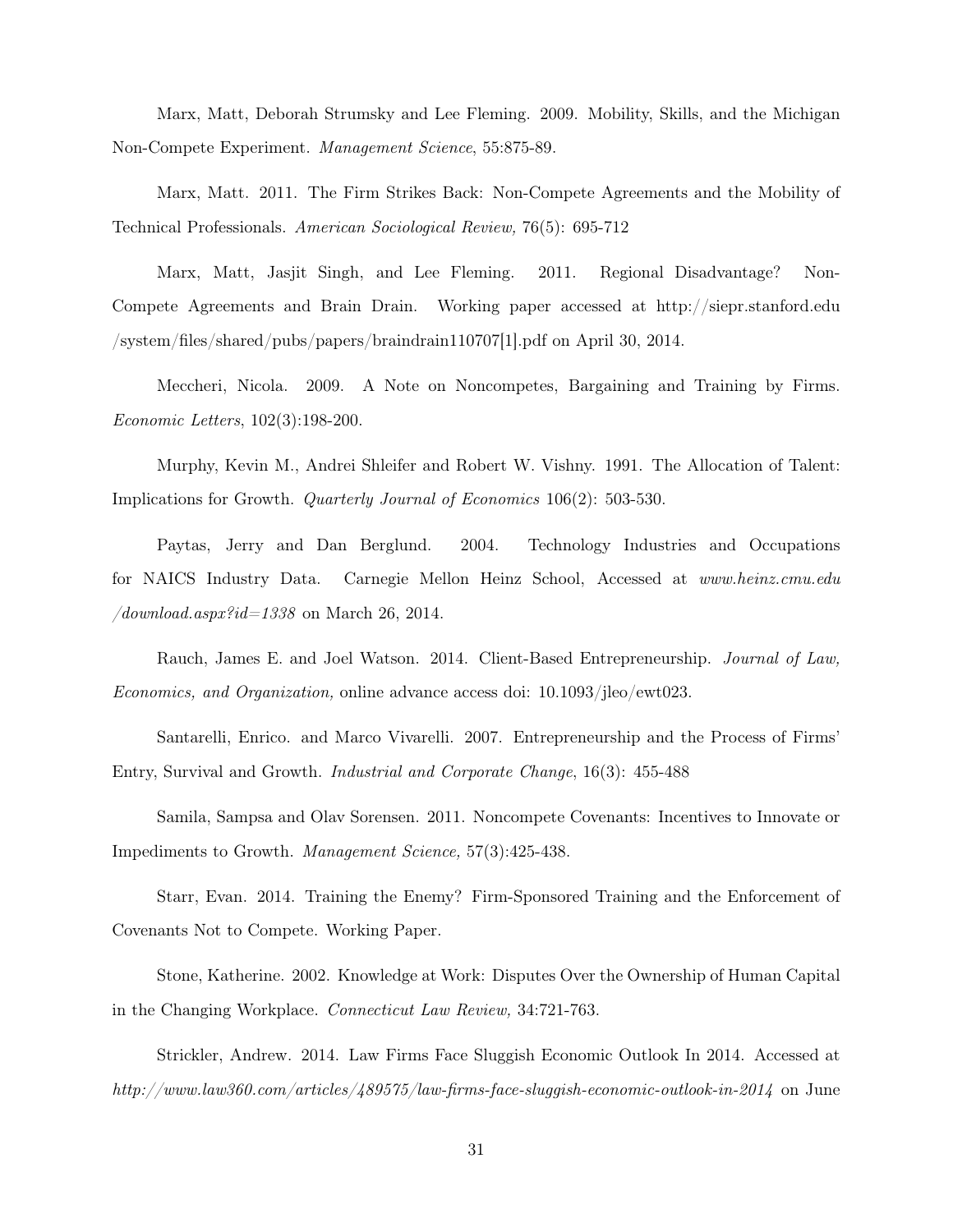Marx, Matt, Deborah Strumsky and Lee Fleming. 2009. Mobility, Skills, and the Michigan Non-Compete Experiment. *Management Science*, 55:875-89.

Marx, Matt. 2011. The Firm Strikes Back: Non-Compete Agreements and the Mobility of Technical Professionals. *American Sociological Review,* 76(5): 695-712

Marx, Matt, Jasjit Singh, and Lee Fleming. 2011. Regional Disadvantage? Non-Compete Agreements and Brain Drain. Working paper accessed at http://siepr.stanford.edu /system/files/shared/pubs/papers/braindrain110707[1].pdf on April 30, 2014.

Meccheri, Nicola. 2009. A Note on Noncompetes, Bargaining and Training by Firms. *Economic Letters*, 102(3):198-200.

Murphy, Kevin M., Andrei Shleifer and Robert W. Vishny. 1991. The Allocation of Talent: Implications for Growth. *Quarterly Journal of Economics* 106(2): 503-530.

Paytas, Jerry and Dan Berglund. 2004. Technology Industries and Occupations for NAICS Industry Data. Carnegie Mellon Heinz School, Accessed at *www.heinz.cmu.edu /download.aspx?id=1338* on March 26, 2014.

Rauch, James E. and Joel Watson. 2014. Client-Based Entrepreneurship. *Journal of Law, Economics, and Organization,* online advance access doi: 10.1093/jleo/ewt023.

Santarelli, Enrico. and Marco Vivarelli. 2007. Entrepreneurship and the Process of Firms' Entry, Survival and Growth. *Industrial and Corporate Change*, 16(3): 455-488

Samila, Sampsa and Olav Sorensen. 2011. Noncompete Covenants: Incentives to Innovate or Impediments to Growth. *Management Science,* 57(3):425-438.

Starr, Evan. 2014. Training the Enemy? Firm-Sponsored Training and the Enforcement of Covenants Not to Compete. Working Paper.

Stone, Katherine. 2002. Knowledge at Work: Disputes Over the Ownership of Human Capital in the Changing Workplace. *Connecticut Law Review,* 34:721-763.

Strickler, Andrew. 2014. Law Firms Face Sluggish Economic Outlook In 2014. Accessed at *http://www.law360.com/articles/489575/law-firms-face-sluggish-economic-outlook-in-2014* on June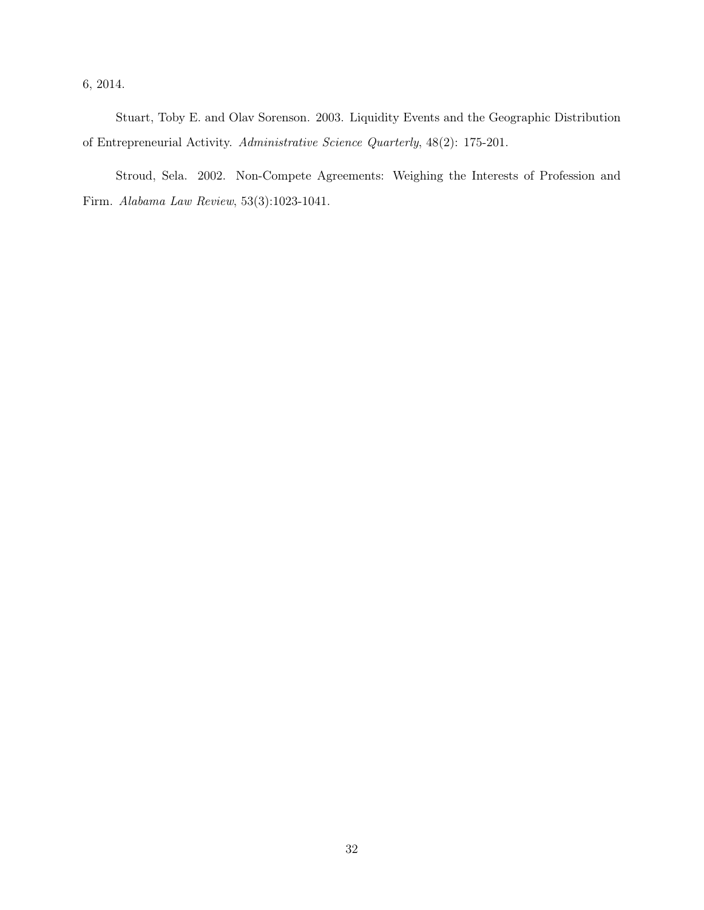6, 2014.

Stuart, Toby E. and Olav Sorenson. 2003. Liquidity Events and the Geographic Distribution of Entrepreneurial Activity. *Administrative Science Quarterly*, 48(2): 175-201.

Stroud, Sela. 2002. Non-Compete Agreements: Weighing the Interests of Profession and Firm. *Alabama Law Review*, 53(3):1023-1041.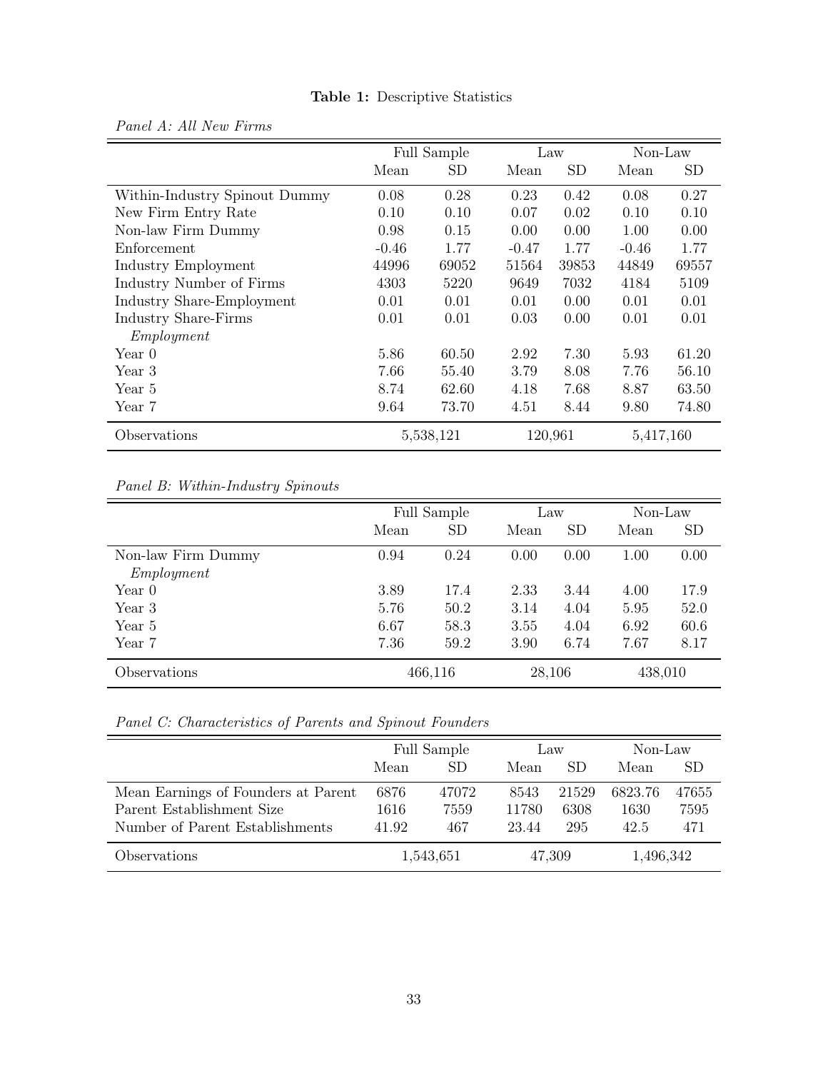**Table 1:** Descriptive Statistics

*Panel A: All New Firms*

| | Full Sample | | Law | | Non-Law | |
|---|---|---|---|---|---|---|
| | Mean | SD | Mean | SD | Mean | SD |
| Within-Industry Spinout Dummy | 0.08 | 0.28 | 0.23 | 0.42 | 0.08 | 0.27 |
| New Firm Entry Rate | 0.10 | 0.10 | 0.07 | 0.02 | 0.10 | 0.10 |
| Non-law Firm Dummy | 0.98 | 0.15 | 0.00 | 0.00 | 1.00 | 0.00 |
| Enforcement | -0.46 | 1.77 | -0.47 | 1.77 | -0.46 | 1.77 |
| Industry Employment | 44996 | 69052 | 51564 | 39853 | 44849 | 69557 |
| Industry Number of Firms | 4303 | 5220 | 9649 | 7032 | 4184 | 5109 |
| Industry Share-Employment | 0.01 | 0.01 | 0.01 | 0.00 | 0.01 | 0.01 |
| Industry Share-Firms | 0.01 | 0.01 | 0.03 | 0.00 | 0.01 | 0.01 |
| *Employment* | | | | | | |
| Year 0 | 5.86 | 60.50 | 2.92 | 7.30 | 5.93 | 61.20 |
| Year 3 | 7.66 | 55.40 | 3.79 | 8.08 | 7.76 | 56.10 |
| Year 5 | 8.74 | 62.60 | 4.18 | 7.68 | 8.87 | 63.50 |
| Year 7 | 9.64 | 73.70 | 4.51 | 8.44 | 9.80 | 74.80 |
| Observations | 5,538,121 | | 120,961 | | 5,417,160 | |

*Panel B: Within-Industry Spinouts*

| | Full Sample | | Law | | Non-Law | |
|---|---|---|---|---|---|---|
| | Mean | SD | Mean | SD | Mean | SD |
| Non-law Firm Dummy | 0.94 | 0.24 | 0.00 | 0.00 | 1.00 | 0.00 |
| *Employment* | | | | | | |
| Year 0 | 3.89 | 17.4 | 2.33 | 3.44 | 4.00 | 17.9 |
| Year 3 | 5.76 | 50.2 | 3.14 | 4.04 | 5.95 | 52.0 |
| Year 5 | 6.67 | 58.3 | 3.55 | 4.04 | 6.92 | 60.6 |
| Year 7 | 7.36 | 59.2 | 3.90 | 6.74 | 7.67 | 8.17 |
| Observations | 466,116 | | 28,106 | | 438,010 | |

*Panel C: Characteristics of Parents and Spinout Founders*

| | Full Sample | | Law | | Non-Law | |
|---|---|---|---|---|---|---|
| | Mean | SD | Mean | SD | Mean | SD |
| Mean Earnings of Founders at Parent | 6876 | 47072 | 8543 | 21529 | 6823.76 | 47655 |
| Parent Establishment Size | 1616 | 7559 | 11780 | 6308 | 1630 | 7595 |
| Number of Parent Establishments | 41.92 | 467 | 23.44 | 295 | 42.5 | 471 |
| Observations | 1,543,651 | | 47,309 | | 1,496,342 | |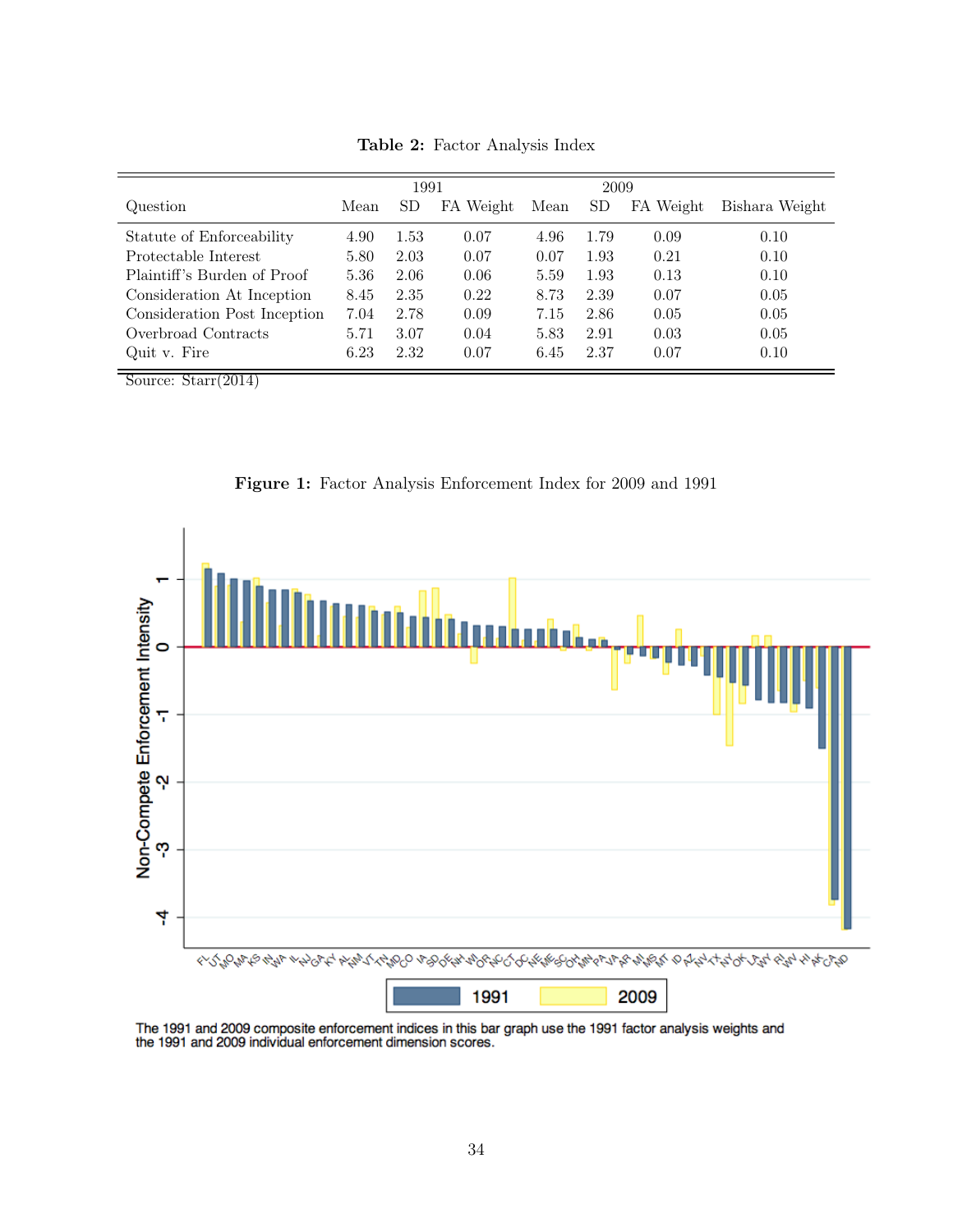**Table 2:** Factor Analysis Index

| Question | 1991 | | | 2009 | | | |
|---|---|---|---|---|---|---|---|
| | Mean | SD | FA Weight | Mean | SD | FA Weight | Bishara Weight |
| Statute of Enforceability | 4.90 | 1.53 | 0.07 | 4.96 | 1.79 | 0.09 | 0.10 |
| Protectable Interest | 5.80 | 2.03 | 0.07 | 0.07 | 1.93 | 0.21 | 0.10 |
| Plaintiff's Burden of Proof | 5.36 | 2.06 | 0.06 | 5.59 | 1.93 | 0.13 | 0.10 |
| Consideration At Inception | 8.45 | 2.35 | 0.22 | 8.73 | 2.39 | 0.07 | 0.05 |
| Consideration Post Inception | 7.04 | 2.78 | 0.09 | 7.15 | 2.86 | 0.05 | 0.05 |
| Overbroad Contracts | 5.71 | 3.07 | 0.04 | 5.83 | 2.91 | 0.03 | 0.05 |
| Quit v. Fire | 6.23 | 2.32 | 0.07 | 6.45 | 2.37 | 0.07 | 0.10 |

Source: Starr(2014)

**Figure 1:** Factor Analysis Enforcement Index for 2009 and 1991

The 1991 and 2009 composite enforcement indices in this bar graph use the 1991 factor analysis weights and the 1991 and 2009 individual enforcement dimension scores.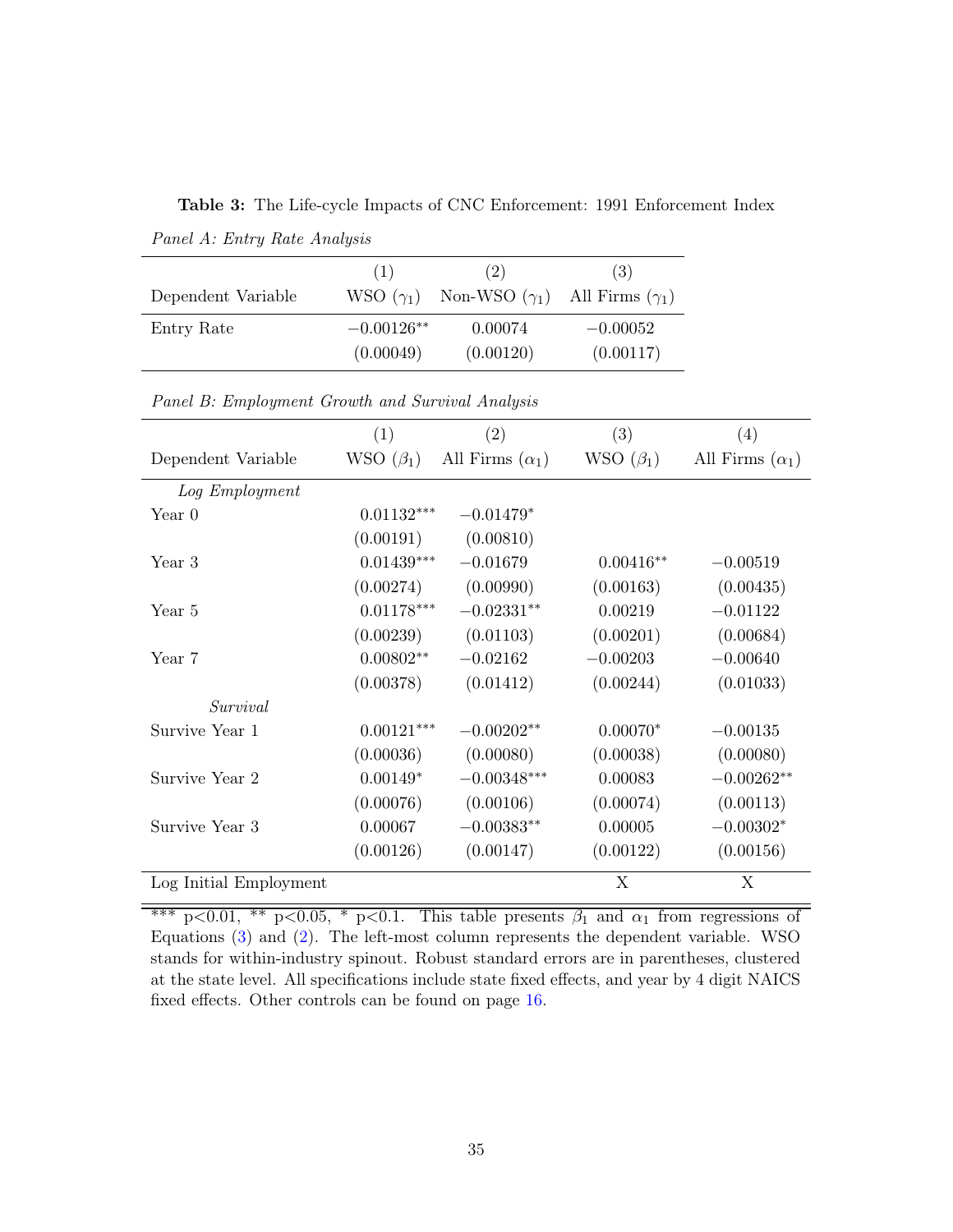**Table 3:** The Life-cycle Impacts of CNC Enforcement: 1991 Enforcement Index

*Panel A: Entry Rate Analysis*

| | (1) | (2) | (3) |
|---|---|---|---|
| Dependent Variable | WSO ($\gamma_1$) | Non-WSO ($\gamma_1$) | All Firms ($\gamma_1$) |
| Entry Rate | $-0.00126^{**}$ | 0.00074 | $-0.00052$ |
| | (0.00049) | (0.00120) | (0.00117) |

*Panel B: Employment Growth and Survival Analysis*

| | (1) | (2) | (3) | (4) |
|---|---|---|---|---|
| Dependent Variable | WSO ($\beta_1$) | All Firms ($\alpha_1$) | WSO ($\beta_1$) | All Firms ($\alpha_1$) |
| *Log Employment* | | | | |
| Year 0 | $0.01132^{***}$ | $-0.01479^{*}$ | | |
| | (0.00191) | (0.00810) | | |
| Year 3 | $0.01439^{***}$ | $-0.01679$ | $0.00416^{**}$ | $-0.00519$ |
| | (0.00274) | (0.00990) | (0.00163) | (0.00435) |
| Year 5 | $0.01178^{***}$ | $-0.02331^{**}$ | 0.00219 | $-0.01122$ |
| | (0.00239) | (0.01103) | (0.00201) | (0.00684) |
| Year 7 | $0.00802^{**}$ | $-0.02162$ | $-0.00203$ | $-0.00640$ |
| | (0.00378) | (0.01412) | (0.00244) | (0.01033) |
| *Survival* | | | | |
| Survive Year 1 | $0.00121^{***}$ | $-0.00202^{**}$ | $0.00070^{*}$ | $-0.00135$ |
| | (0.00036) | (0.00080) | (0.00038) | (0.00080) |
| Survive Year 2 | $0.00149^{*}$ | $-0.00348^{***}$ | 0.00083 | $-0.00262^{**}$ |
| | (0.00076) | (0.00106) | (0.00074) | (0.00113) |
| Survive Year 3 | 0.00067 | $-0.00383^{**}$ | 0.00005 | $-0.00302^{*}$ |
| | (0.00126) | (0.00147) | (0.00122) | (0.00156) |
| Log Initial Employment | | | X | X |

*** p<0.01, ** p<0.05, * p<0.1. This table presents $\beta_1$ and $\alpha_1$ from regressions of Equations (3) and (2). The left-most column represents the dependent variable. WSO stands for within-industry spinout. Robust standard errors are in parentheses, clustered at the state level. All specifications include state fixed effects, and year by 4 digit NAICS fixed effects. Other controls can be found on page 16.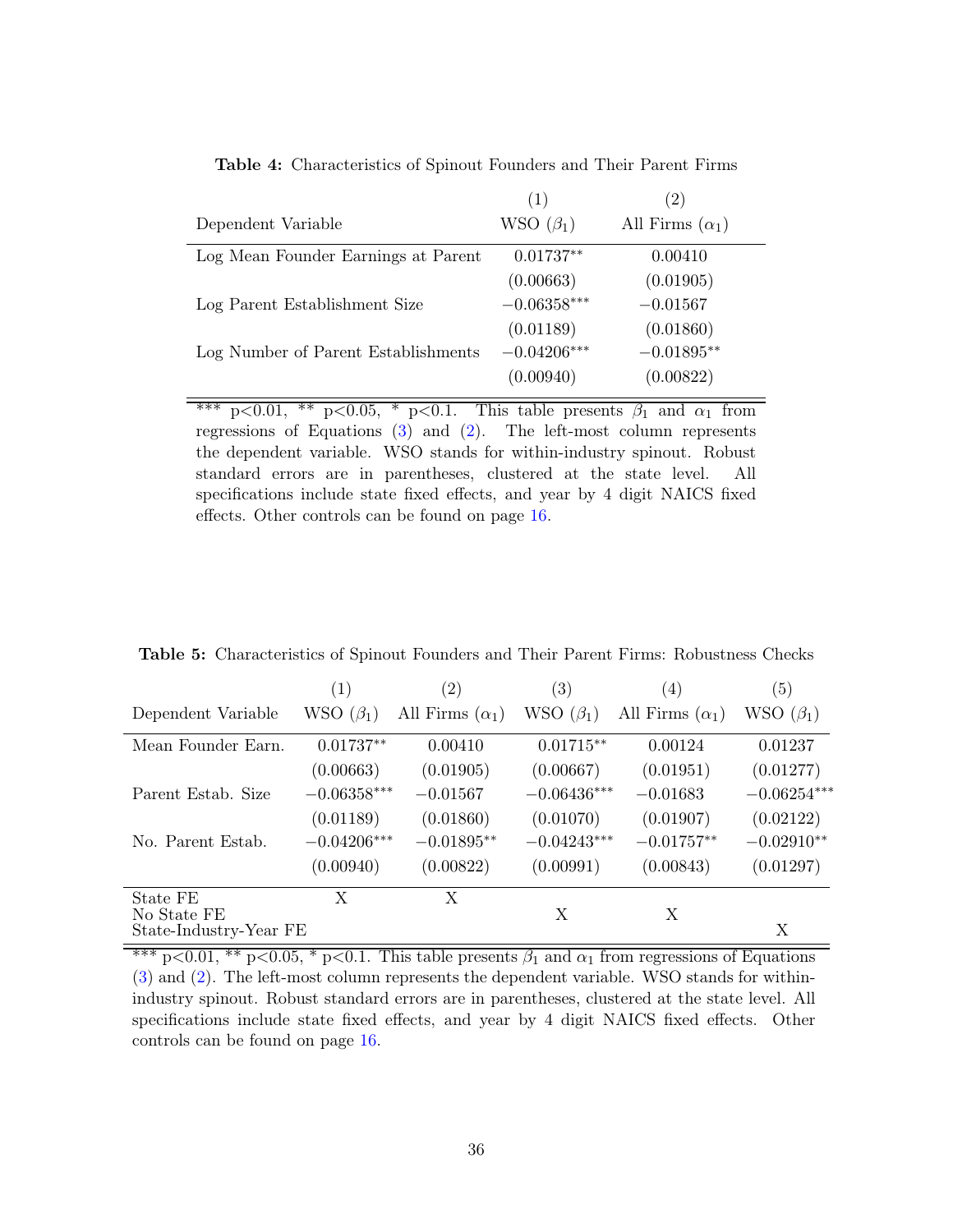**Table 4:** Characteristics of Spinout Founders and Their Parent Firms

| | (1) | (2) |
|---|---|---|
| Dependent Variable | WSO ($\beta_1$) | All Firms ($\alpha_1$) |
| Log Mean Founder Earnings at Parent | $0.01737^{**}$ | 0.00410 |
| | (0.00663) | (0.01905) |
| Log Parent Establishment Size | $-0.06358^{***}$ | $-0.01567$ |
| | (0.01189) | (0.01860) |
| Log Number of Parent Establishments | $-0.04206^{***}$ | $-0.01895^{**}$ |
| | (0.00940) | (0.00822) |

*** p<0.01, ** p<0.05, * p<0.1. This table presents $\beta_1$ and $\alpha_1$ from regressions of Equations (3) and (2). The left-most column represents the dependent variable. WSO stands for within-industry spinout. Robust standard errors are in parentheses, clustered at the state level. All specifications include state fixed effects, and year by 4 digit NAICS fixed effects. Other controls can be found on page 16.

**Table 5:** Characteristics of Spinout Founders and Their Parent Firms: Robustness Checks

| | (1) | (2) | (3) | (4) | (5) |
|---|---|---|---|---|---|
| Dependent Variable | WSO ($\beta_1$) | All Firms ($\alpha_1$) | WSO ($\beta_1$) | All Firms ($\alpha_1$) | WSO ($\beta_1$) |
| Mean Founder Earn. | $0.01737^{**}$ | 0.00410 | $0.01715^{**}$ | 0.00124 | 0.01237 |
| | (0.00663) | (0.01905) | (0.00667) | (0.01951) | (0.01277) |
| Parent Estab. Size | $-0.06358^{***}$ | $-0.01567$ | $-0.06436^{***}$ | $-0.01683$ | $-0.06254^{***}$ |
| | (0.01189) | (0.01860) | (0.01070) | (0.01907) | (0.02122) |
| No. Parent Estab. | $-0.04206^{***}$ | $-0.01895^{**}$ | $-0.04243^{***}$ | $-0.01757^{**}$ | $-0.02910^{**}$ |
| | (0.00940) | (0.00822) | (0.00991) | (0.00843) | (0.01297) |
| State FE | X | X | | | |
| No State FE | | | X | X | |
| State-Industry-Year FE | | | | | X |

*** p<0.01, ** p<0.05, * p<0.1. This table presents $\beta_1$ and $\alpha_1$ from regressions of Equations (3) and (2). The left-most column represents the dependent variable. WSO stands for within-industry spinout. Robust standard errors are in parentheses, clustered at the state level. All specifications include state fixed effects, and year by 4 digit NAICS fixed effects. Other controls can be found on page 16.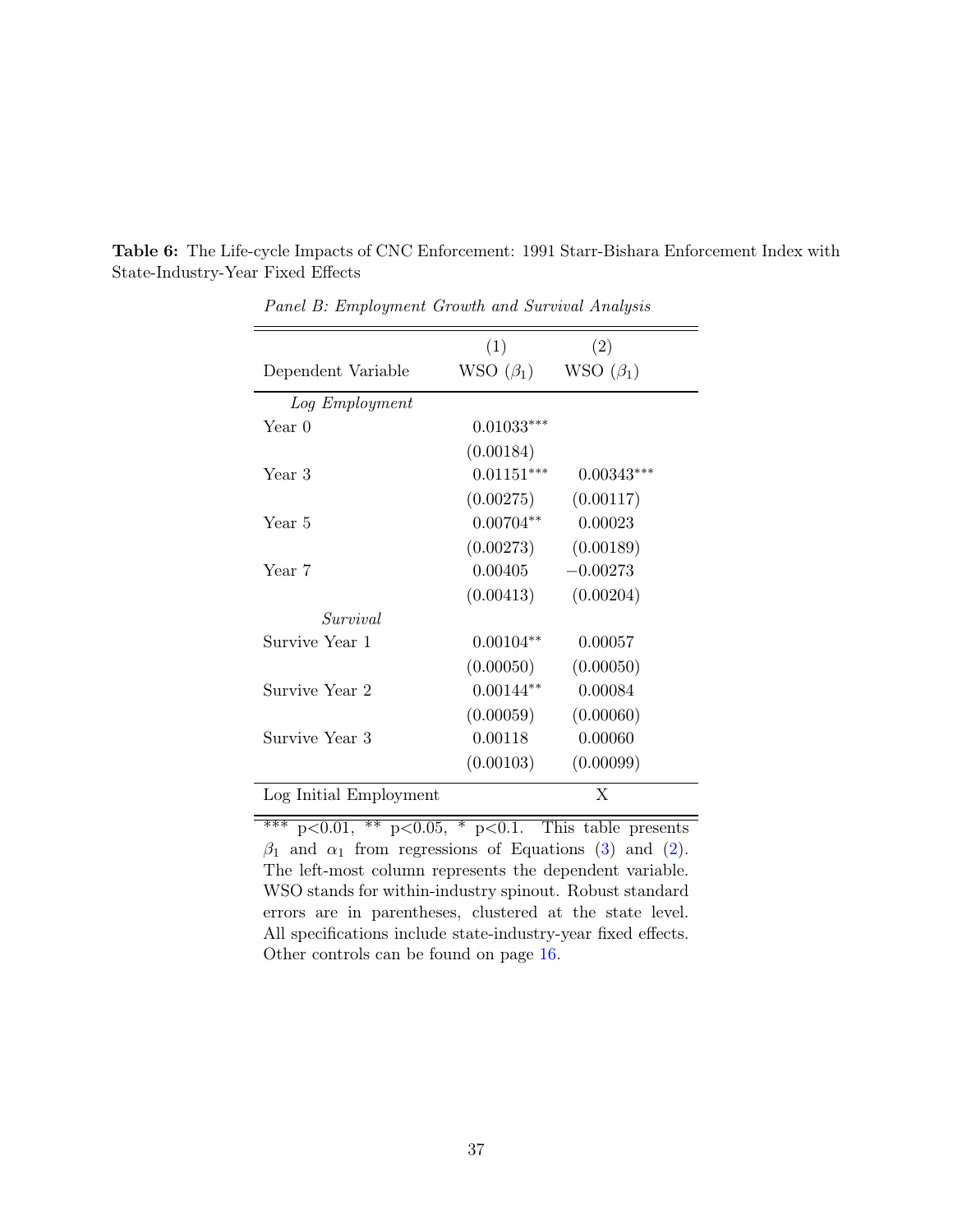**Table 6:** The Life-cycle Impacts of CNC Enforcement: 1991 Starr-Bishara Enforcement Index with State-Industry-Year Fixed Effects

*Panel B: Employment Growth and Survival Analysis*

| Dependent Variable | (1) WSO ($\beta_1$) | (2) WSO ($\beta_1$) |
|---|---|---|
| *Log Employment* | | |
| Year 0 | 0.01033*** | |
| | (0.00184) | |
| Year 3 | 0.01151*** | 0.00343*** |
| | (0.00275) | (0.00117) |
| Year 5 | 0.00704** | 0.00023 |
| | (0.00273) | (0.00189) |
| Year 7 | 0.00405 | −0.00273 |
| | (0.00413) | (0.00204) |
| *Survival* | | |
| Survive Year 1 | 0.00104** | 0.00057 |
| | (0.00050) | (0.00050) |
| Survive Year 2 | 0.00144** | 0.00084 |
| | (0.00059) | (0.00060) |
| Survive Year 3 | 0.00118 | 0.00060 |
| | (0.00103) | (0.00099) |
| Log Initial Employment | | X |

*** p<0.01, ** p<0.05, * p<0.1. This table presents $\beta_1$ and $\alpha_1$ from regressions of Equations (3) and (2). The left-most column represents the dependent variable. WSO stands for within-industry spinout. Robust standard errors are in parentheses, clustered at the state level. All specifications include state-industry-year fixed effects. Other controls can be found on page 16.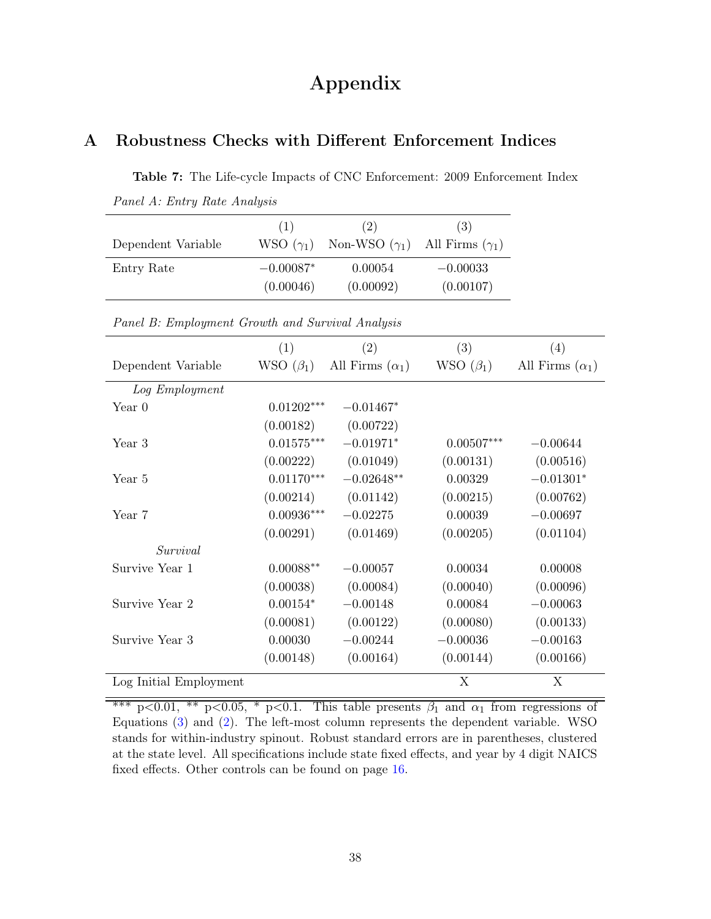# Appendix

## A Robustness Checks with Different Enforcement Indices

**Table 7:** The Life-cycle Impacts of CNC Enforcement: 2009 Enforcement Index

*Panel A: Entry Rate Analysis*

| Dependent Variable | (1) WSO ($\gamma_1$) | (2) Non-WSO ($\gamma_1$) | (3) All Firms ($\gamma_1$) |
|---|---|---|---|
| Entry Rate | $-0.00087^{*}$ | 0.00054 | $-0.00033$ |
| | (0.00046) | (0.00092) | (0.00107) |

*Panel B: Employment Growth and Survival Analysis*

| Dependent Variable | (1) WSO ($\beta_1$) | (2) All Firms ($\alpha_1$) | (3) WSO ($\beta_1$) | (4) All Firms ($\alpha_1$) |
|---|---|---|---|---|
| *Log Employment* | | | | |
| Year 0 | $0.01202^{***}$ | $-0.01467^{*}$ | | |
| | (0.00182) | (0.00722) | | |
| Year 3 | $0.01575^{***}$ | $-0.01971^{*}$ | $0.00507^{***}$ | $-0.00644$ |
| | (0.00222) | (0.01049) | (0.00131) | (0.00516) |
| Year 5 | $0.01170^{***}$ | $-0.02648^{**}$ | 0.00329 | $-0.01301^{*}$ |
| | (0.00214) | (0.01142) | (0.00215) | (0.00762) |
| Year 7 | $0.00936^{***}$ | $-0.02275$ | 0.00039 | $-0.00697$ |
| | (0.00291) | (0.01469) | (0.00205) | (0.01104) |
| *Survival* | | | | |
| Survive Year 1 | $0.00088^{**}$ | $-0.00057$ | 0.00034 | 0.00008 |
| | (0.00038) | (0.00084) | (0.00040) | (0.00096) |
| Survive Year 2 | $0.00154^{*}$ | $-0.00148$ | 0.00084 | $-0.00063$ |
| | (0.00081) | (0.00122) | (0.00080) | (0.00133) |
| Survive Year 3 | 0.00030 | $-0.00244$ | $-0.00036$ | $-0.00163$ |
| | (0.00148) | (0.00164) | (0.00144) | (0.00166) |
| Log Initial Employment | | | X | X |

*** p<0.01, ** p<0.05, * p<0.1. This table presents $\beta_1$ and $\alpha_1$ from regressions of Equations (3) and (2). The left-most column represents the dependent variable. WSO stands for within-industry spinout. Robust standard errors are in parentheses, clustered at the state level. All specifications include state fixed effects, and year by 4 digit NAICS fixed effects. Other controls can be found on page 16.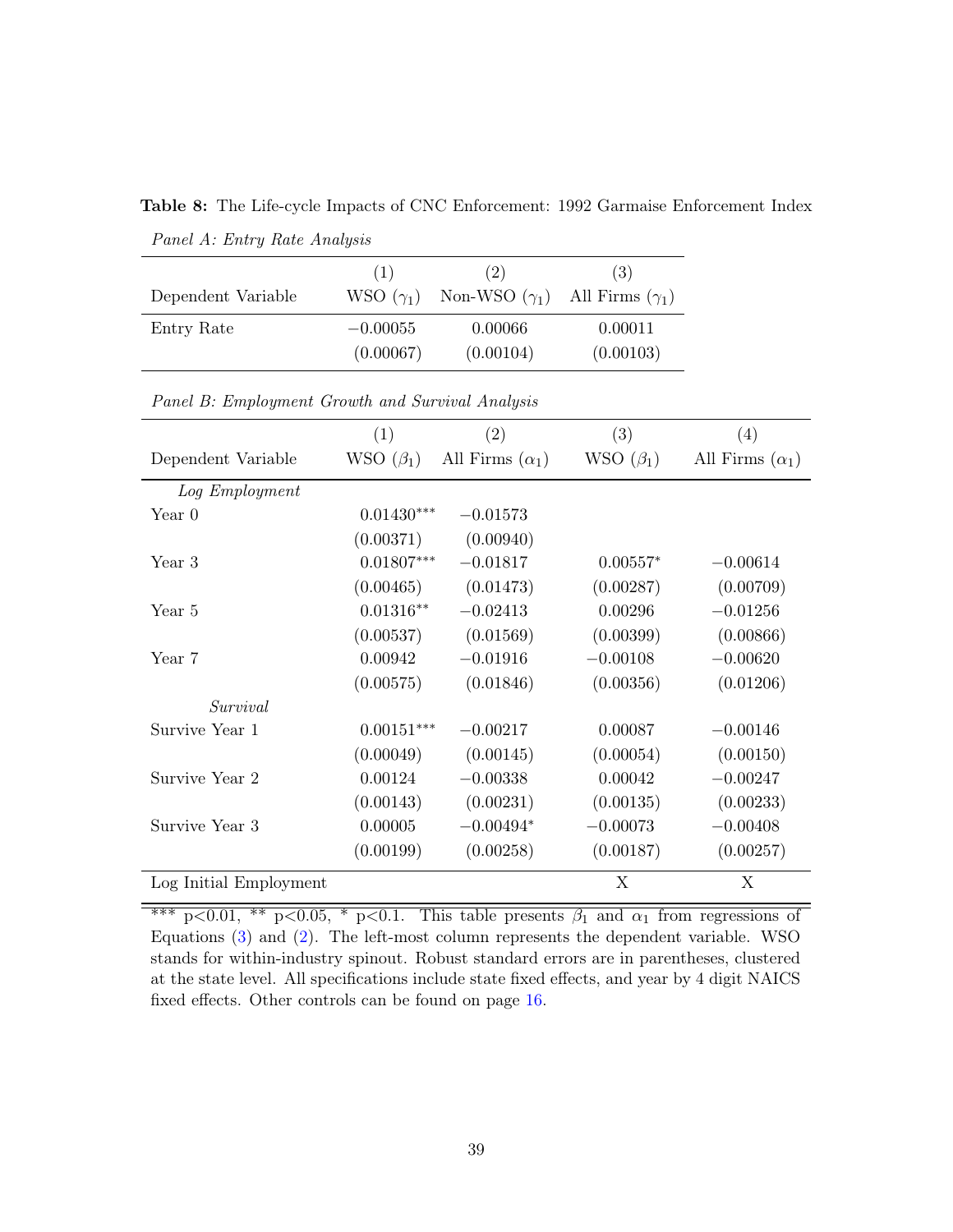**Table 8:** The Life-cycle Impacts of CNC Enforcement: 1992 Garmaise Enforcement Index

*Panel A: Entry Rate Analysis*

| Dependent Variable | (1) WSO ($\gamma_1$) | (2) Non-WSO ($\gamma_1$) | (3) All Firms ($\gamma_1$) |
|---|---|---|---|
| Entry Rate | −0.00055 | 0.00066 | 0.00011 |
| | (0.00067) | (0.00104) | (0.00103) |

*Panel B: Employment Growth and Survival Analysis*

| Dependent Variable | (1) WSO ($\beta_1$) | (2) All Firms ($\alpha_1$) | (3) WSO ($\beta_1$) | (4) All Firms ($\alpha_1$) |
|---|---|---|---|---|
| *Log Employment* | | | | |
| Year 0 | 0.01430*** | −0.01573 | | |
| | (0.00371) | (0.00940) | | |
| Year 3 | 0.01807*** | −0.01817 | 0.00557* | −0.00614 |
| | (0.00465) | (0.01473) | (0.00287) | (0.00709) |
| Year 5 | 0.01316** | −0.02413 | 0.00296 | −0.01256 |
| | (0.00537) | (0.01569) | (0.00399) | (0.00866) |
| Year 7 | 0.00942 | −0.01916 | −0.00108 | −0.00620 |
| | (0.00575) | (0.01846) | (0.00356) | (0.01206) |
| *Survival* | | | | |
| Survive Year 1 | 0.00151*** | −0.00217 | 0.00087 | −0.00146 |
| | (0.00049) | (0.00145) | (0.00054) | (0.00150) |
| Survive Year 2 | 0.00124 | −0.00338 | 0.00042 | −0.00247 |
| | (0.00143) | (0.00231) | (0.00135) | (0.00233) |
| Survive Year 3 | 0.00005 | −0.00494* | −0.00073 | −0.00408 |
| | (0.00199) | (0.00258) | (0.00187) | (0.00257) |
| Log Initial Employment | | | X | X |

*** p<0.01, ** p<0.05, * p<0.1. This table presents $\beta_1$ and $\alpha_1$ from regressions of Equations (3) and (2). The left-most column represents the dependent variable. WSO stands for within-industry spinout. Robust standard errors are in parentheses, clustered at the state level. All specifications include state fixed effects, and year by 4 digit NAICS fixed effects. Other controls can be found on page 16.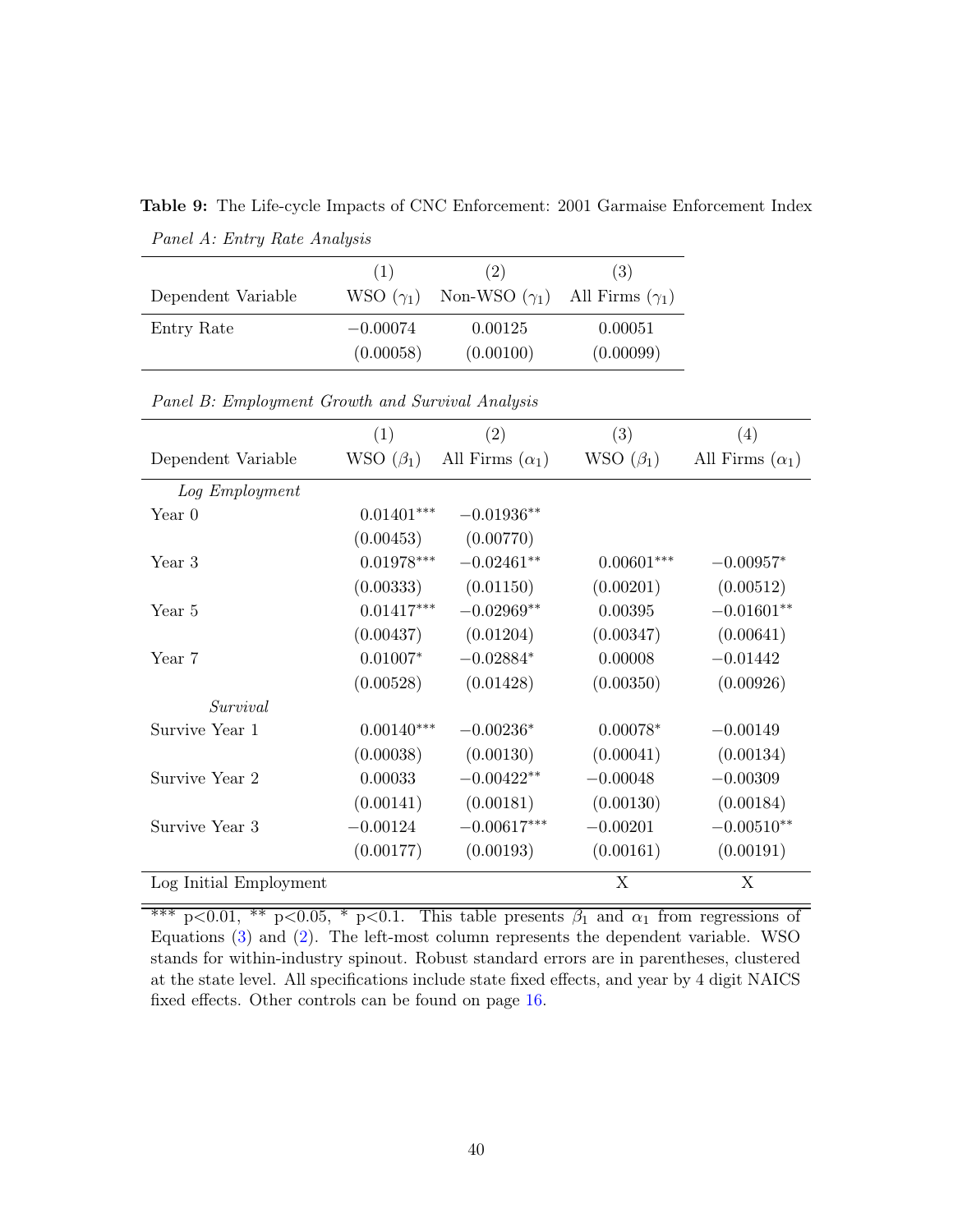**Table 9:** The Life-cycle Impacts of CNC Enforcement: 2001 Garmaise Enforcement Index

*Panel A: Entry Rate Analysis*

| | (1) | (2) | (3) |
|---|---|---|---|
| Dependent Variable | WSO ($\gamma_1$) | Non-WSO ($\gamma_1$) | All Firms ($\gamma_1$) |
| Entry Rate | −0.00074 | 0.00125 | 0.00051 |
| | (0.00058) | (0.00100) | (0.00099) |

*Panel B: Employment Growth and Survival Analysis*

| | (1) | (2) | (3) | (4) |
|---|---|---|---|---|
| Dependent Variable | WSO ($\beta_1$) | All Firms ($\alpha_1$) | WSO ($\beta_1$) | All Firms ($\alpha_1$) |
| *Log Employment* | | | | |
| Year 0 | 0.01401*** | −0.01936** | | |
| | (0.00453) | (0.00770) | | |
| Year 3 | 0.01978*** | −0.02461** | 0.00601*** | −0.00957* |
| | (0.00333) | (0.01150) | (0.00201) | (0.00512) |
| Year 5 | 0.01417*** | −0.02969** | 0.00395 | −0.01601** |
| | (0.00437) | (0.01204) | (0.00347) | (0.00641) |
| Year 7 | 0.01007* | −0.02884* | 0.00008 | −0.01442 |
| | (0.00528) | (0.01428) | (0.00350) | (0.00926) |
| *Survival* | | | | |
| Survive Year 1 | 0.00140*** | −0.00236* | 0.00078* | −0.00149 |
| | (0.00038) | (0.00130) | (0.00041) | (0.00134) |
| Survive Year 2 | 0.00033 | −0.00422** | −0.00048 | −0.00309 |
| | (0.00141) | (0.00181) | (0.00130) | (0.00184) |
| Survive Year 3 | −0.00124 | −0.00617*** | −0.00201 | −0.00510** |
| | (0.00177) | (0.00193) | (0.00161) | (0.00191) |
| Log Initial Employment | | | X | X |

*** p<0.01, ** p<0.05, * p<0.1. This table presents $\beta_1$ and $\alpha_1$ from regressions of Equations (3) and (2). The left-most column represents the dependent variable. WSO stands for within-industry spinout. Robust standard errors are in parentheses, clustered at the state level. All specifications include state fixed effects, and year by 4 digit NAICS fixed effects. Other controls can be found on page 16.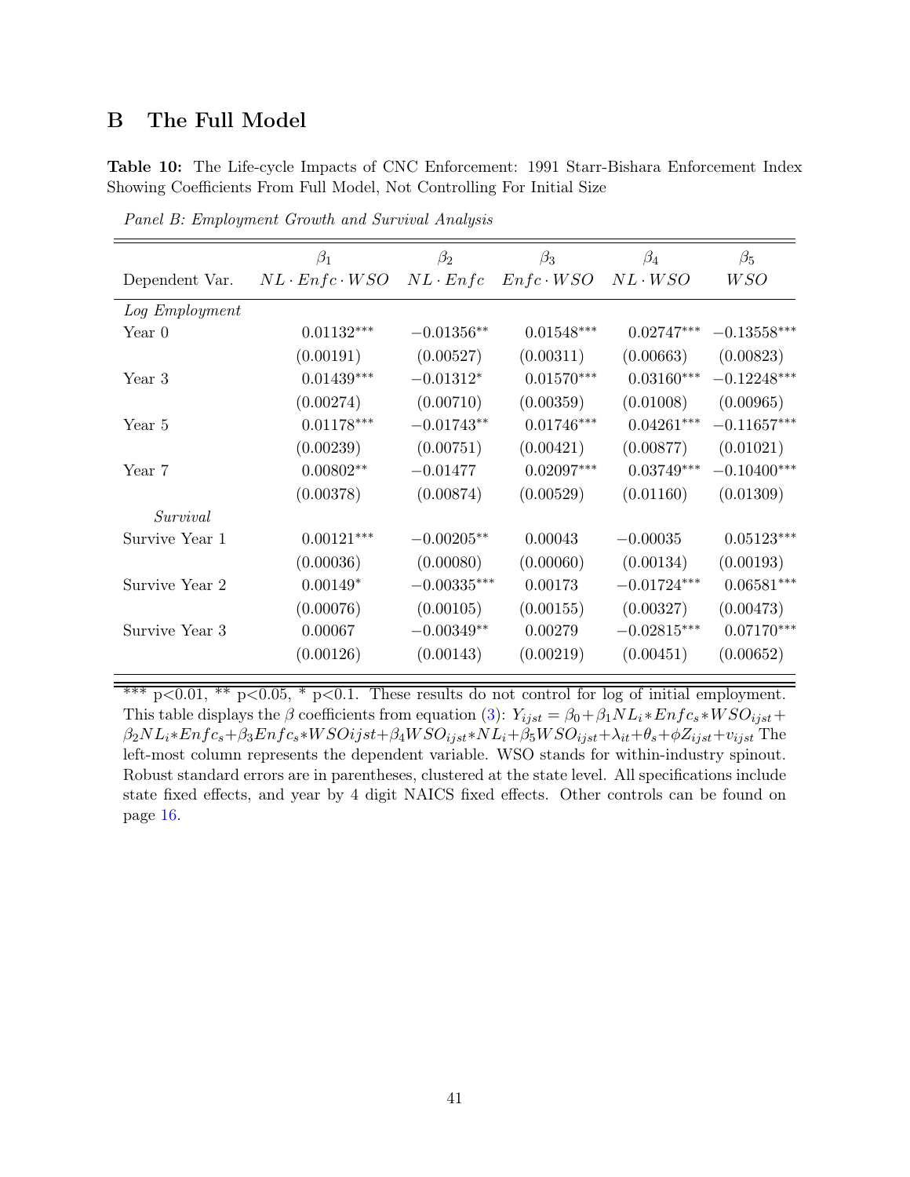## B The Full Model

**Table 10:** The Life-cycle Impacts of CNC Enforcement: 1991 Starr-Bishara Enforcement Index Showing Coefficients From Full Model, Not Controlling For Initial Size

*Panel B: Employment Growth and Survival Analysis*

| Dependent Var. | $\beta_1$ $NL \cdot Enfc \cdot WSO$ | $\beta_2$ $NL \cdot Enfc$ | $\beta_3$ $Enfc \cdot WSO$ | $\beta_4$ $NL \cdot WSO$ | $\beta_5$ $WSO$ |
|---|---|---|---|---|---|
| *Log Employment* | | | | | |
| Year 0 | $0.01132^{***}$ | $-0.01356^{**}$ | $0.01548^{***}$ | $0.02747^{***}$ | $-0.13558^{***}$ |
| | (0.00191) | (0.00527) | (0.00311) | (0.00663) | (0.00823) |
| Year 3 | $0.01439^{***}$ | $-0.01312^{*}$ | $0.01570^{***}$ | $0.03160^{***}$ | $-0.12248^{***}$ |
| | (0.00274) | (0.00710) | (0.00359) | (0.01008) | (0.00965) |
| Year 5 | $0.01178^{***}$ | $-0.01743^{**}$ | $0.01746^{***}$ | $0.04261^{***}$ | $-0.11657^{***}$ |
| | (0.00239) | (0.00751) | (0.00421) | (0.00877) | (0.01021) |
| Year 7 | $0.00802^{**}$ | $-0.01477$ | $0.02097^{***}$ | $0.03749^{***}$ | $-0.10400^{***}$ |
| | (0.00378) | (0.00874) | (0.00529) | (0.01160) | (0.01309) |
| *Survival* | | | | | |
| Survive Year 1 | $0.00121^{***}$ | $-0.00205^{**}$ | $0.00043$ | $-0.00035$ | $0.05123^{***}$ |
| | (0.00036) | (0.00080) | (0.00060) | (0.00134) | (0.00193) |
| Survive Year 2 | $0.00149^{*}$ | $-0.00335^{***}$ | $0.00173$ | $-0.01724^{***}$ | $0.06581^{***}$ |
| | (0.00076) | (0.00105) | (0.00155) | (0.00327) | (0.00473) |
| Survive Year 3 | $0.00067$ | $-0.00349^{**}$ | $0.00279$ | $-0.02815^{***}$ | $0.07170^{***}$ |
| | (0.00126) | (0.00143) | (0.00219) | (0.00451) | (0.00652) |

*** p<0.01, ** p<0.05, * p<0.1. These results do not control for log of initial employment. This table displays the $\beta$ coefficients from equation (3): $Y_{ijst} = \beta_0 + \beta_1 NL_i * Enfc_s * WSO_{ijst} + \beta_2 NL_i * Enfc_s + \beta_3 Enfc_s * WSOijst + \beta_4 WSO_{ijst} * NL_i + \beta_5 WSO_{ijst} + \lambda_{it} + \theta_s + \phi Z_{ijst} + v_{ijst}$ The left-most column represents the dependent variable. WSO stands for within-industry spinout. Robust standard errors are in parentheses, clustered at the state level. All specifications include state fixed effects, and year by 4 digit NAICS fixed effects. Other controls can be found on page 16.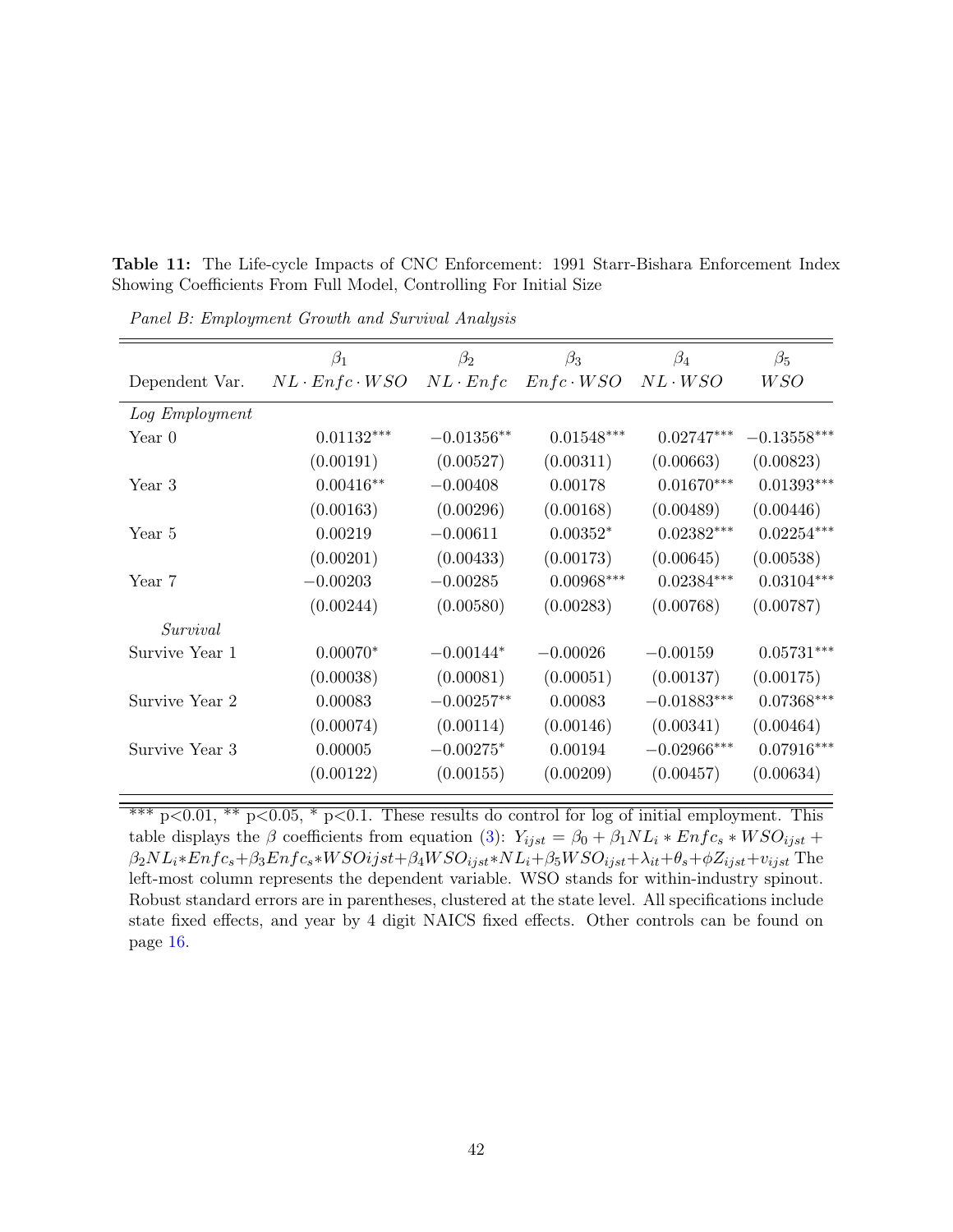**Table 11:** The Life-cycle Impacts of CNC Enforcement: 1991 Starr-Bishara Enforcement Index Showing Coefficients From Full Model, Controlling For Initial Size

*Panel B: Employment Growth and Survival Analysis*

| Dependent Var. | $\beta_1$ $NL \cdot Enfc \cdot WSO$ | $\beta_2$ $NL \cdot Enfc$ | $\beta_3$ $Enfc \cdot WSO$ | $\beta_4$ $NL \cdot WSO$ | $\beta_5$ $WSO$ |
|---|---|---|---|---|---|
| *Log Employment* | | | | | |
| Year 0 | $0.01132^{***}$ | $-0.01356^{**}$ | $0.01548^{***}$ | $0.02747^{***}$ | $-0.13558^{***}$ |
| | (0.00191) | (0.00527) | (0.00311) | (0.00663) | (0.00823) |
| Year 3 | $0.00416^{**}$ | $-0.00408$ | 0.00178 | $0.01670^{***}$ | $0.01393^{***}$ |
| | (0.00163) | (0.00296) | (0.00168) | (0.00489) | (0.00446) |
| Year 5 | 0.00219 | $-0.00611$ | $0.00352^{*}$ | $0.02382^{***}$ | $0.02254^{***}$ |
| | (0.00201) | (0.00433) | (0.00173) | (0.00645) | (0.00538) |
| Year 7 | $-0.00203$ | $-0.00285$ | $0.00968^{***}$ | $0.02384^{***}$ | $0.03104^{***}$ |
| | (0.00244) | (0.00580) | (0.00283) | (0.00768) | (0.00787) |
| *Survival* | | | | | |
| Survive Year 1 | $0.00070^{*}$ | $-0.00144^{*}$ | $-0.00026$ | $-0.00159$ | $0.05731^{***}$ |
| | (0.00038) | (0.00081) | (0.00051) | (0.00137) | (0.00175) |
| Survive Year 2 | 0.00083 | $-0.00257^{**}$ | 0.00083 | $-0.01883^{***}$ | $0.07368^{***}$ |
| | (0.00074) | (0.00114) | (0.00146) | (0.00341) | (0.00464) |
| Survive Year 3 | 0.00005 | $-0.00275^{*}$ | 0.00194 | $-0.02966^{***}$ | $0.07916^{***}$ |
| | (0.00122) | (0.00155) | (0.00209) | (0.00457) | (0.00634) |

*** p<0.01, ** p<0.05, * p<0.1. These results do control for log of initial employment. This table displays the $\beta$ coefficients from equation (3): $Y_{ijst} = \beta_0 + \beta_1 NL_i * Enfc_s * WSO_{ijst} + \beta_2 NL_i * Enfc_s + \beta_3 Enfc_s * WSOijst + \beta_4 WSO_{ijst} * NL_i + \beta_5 WSO_{ijst} + \lambda_{it} + \theta_s + \phi Z_{ijst} + v_{ijst}$ The left-most column represents the dependent variable. WSO stands for within-industry spinout. Robust standard errors are in parentheses, clustered at the state level. All specifications include state fixed effects, and year by 4 digit NAICS fixed effects. Other controls can be found on page 16.